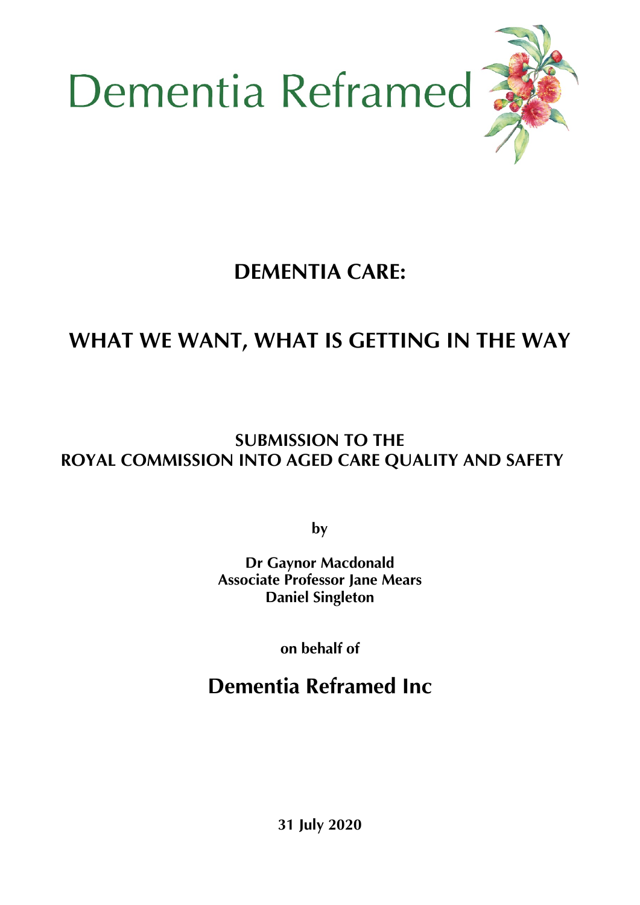Dementia Reframed

# DEMENTIA CARE:

# WHAT WE WANT, WHAT IS GETTING IN THE WAY

## SUBMISSION TO THE ROYAL COMMISSION INTO AGED CARE QUALITY AND SAFETY

**by**

**Dr Gaynor Macdonald**
**Associate Professor Jane Mears**
**Daniel Singleton**

**on behalf of**

## Dementia Reframed Inc

**31 July 2020**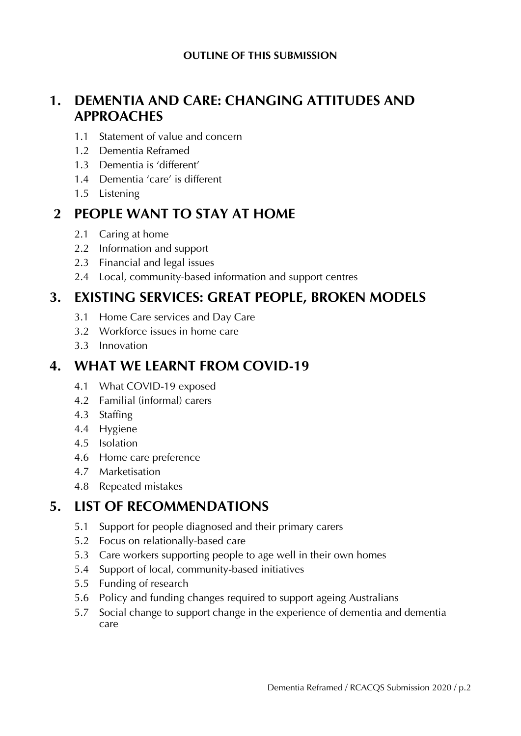**OUTLINE OF THIS SUBMISSION**

## 1. DEMENTIA AND CARE: CHANGING ATTITUDES AND APPROACHES

- 1.1 Statement of value and concern
- 1.2 Dementia Reframed
- 1.3 Dementia is 'different'
- 1.4 Dementia 'care' is different
- 1.5 Listening

## 2 PEOPLE WANT TO STAY AT HOME

- 2.1 Caring at home
- 2.2 Information and support
- 2.3 Financial and legal issues
- 2.4 Local, community-based information and support centres

## 3. EXISTING SERVICES: GREAT PEOPLE, BROKEN MODELS

- 3.1 Home Care services and Day Care
- 3.2 Workforce issues in home care
- 3.3 Innovation

## 4. WHAT WE LEARNT FROM COVID-19

- 4.1 What COVID-19 exposed
- 4.2 Familial (informal) carers
- 4.3 Staffing
- 4.4 Hygiene
- 4.5 Isolation
- 4.6 Home care preference
- 4.7 Marketisation
- 4.8 Repeated mistakes

## 5. LIST OF RECOMMENDATIONS

- 5.1 Support for people diagnosed and their primary carers
- 5.2 Focus on relationally-based care
- 5.3 Care workers supporting people to age well in their own homes
- 5.4 Support of local, community-based initiatives
- 5.5 Funding of research
- 5.6 Policy and funding changes required to support ageing Australians
- 5.7 Social change to support change in the experience of dementia and dementia care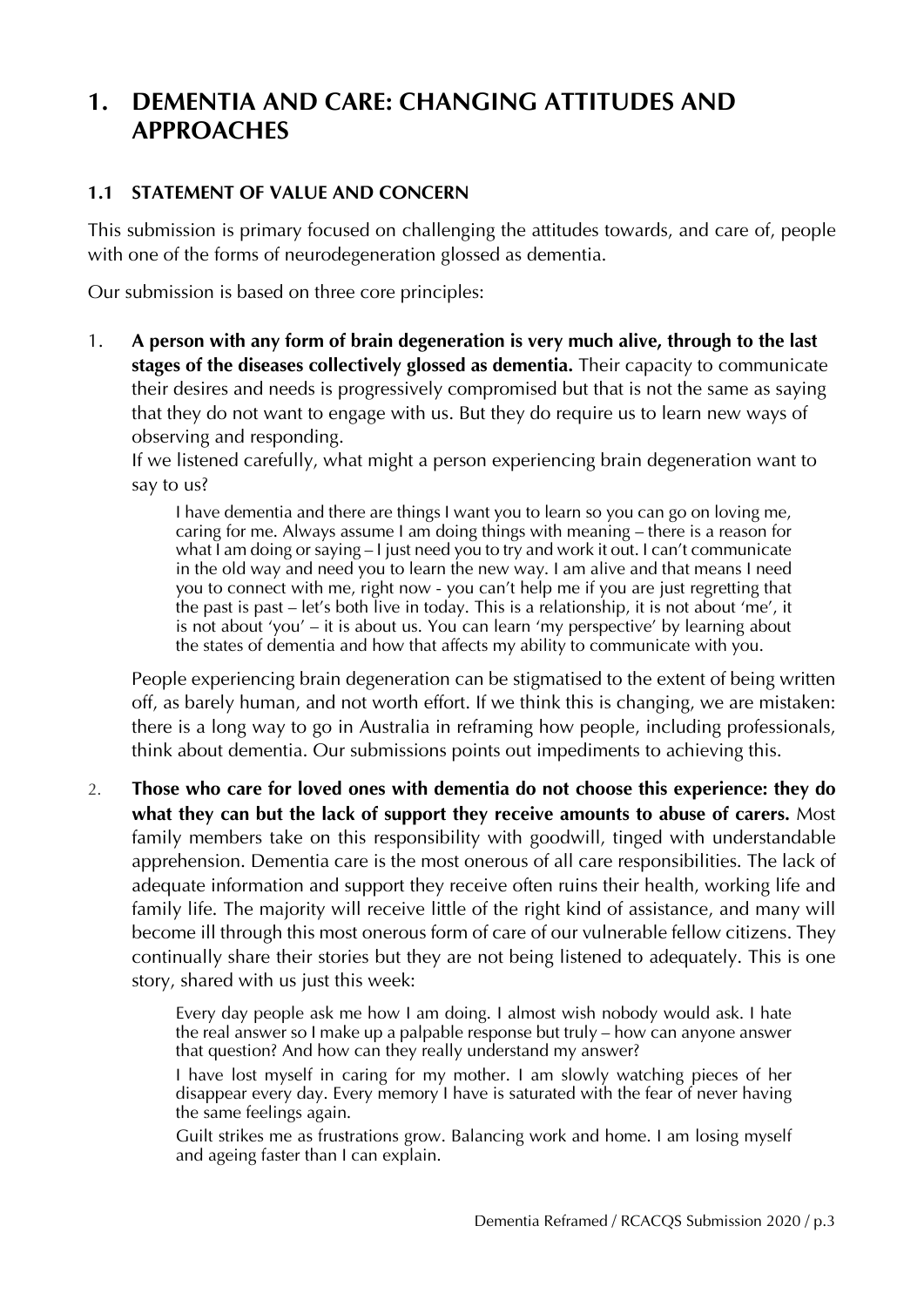# 1. DEMENTIA AND CARE: CHANGING ATTITUDES AND APPROACHES

## 1.1 STATEMENT OF VALUE AND CONCERN

This submission is primary focused on challenging the attitudes towards, and care of, people with one of the forms of neurodegeneration glossed as dementia.

Our submission is based on three core principles:

1. **A person with any form of brain degeneration is very much alive, through to the last stages of the diseases collectively glossed as dementia.** Their capacity to communicate their desires and needs is progressively compromised but that is not the same as saying that they do not want to engage with us. But they do require us to learn new ways of observing and responding.

   If we listened carefully, what might a person experiencing brain degeneration want to say to us?

   > I have dementia and there are things I want you to learn so you can go on loving me, caring for me. Always assume I am doing things with meaning – there is a reason for what I am doing or saying – I just need you to try and work it out. I can't communicate in the old way and need you to learn the new way. I am alive and that means I need you to connect with me, right now - you can't help me if you are just regretting that the past is past – let's both live in today. This is a relationship, it is not about 'me', it is not about 'you' – it is about us. You can learn 'my perspective' by learning about the states of dementia and how that affects my ability to communicate with you.

   People experiencing brain degeneration can be stigmatised to the extent of being written off, as barely human, and not worth effort. If we think this is changing, we are mistaken: there is a long way to go in Australia in reframing how people, including professionals, think about dementia. Our submissions points out impediments to achieving this.

2. **Those who care for loved ones with dementia do not choose this experience: they do what they can but the lack of support they receive amounts to abuse of carers.** Most family members take on this responsibility with goodwill, tinged with understandable apprehension. Dementia care is the most onerous of all care responsibilities. The lack of adequate information and support they receive often ruins their health, working life and family life. The majority will receive little of the right kind of assistance, and many will become ill through this most onerous form of care of our vulnerable fellow citizens. They continually share their stories but they are not being listened to adequately. This is one story, shared with us just this week:

   > Every day people ask me how I am doing. I almost wish nobody would ask. I hate the real answer so I make up a palpable response but truly – how can anyone answer that question? And how can they really understand my answer?
   >
   > I have lost myself in caring for my mother. I am slowly watching pieces of her disappear every day. Every memory I have is saturated with the fear of never having the same feelings again.
   >
   > Guilt strikes me as frustrations grow. Balancing work and home. I am losing myself and ageing faster than I can explain.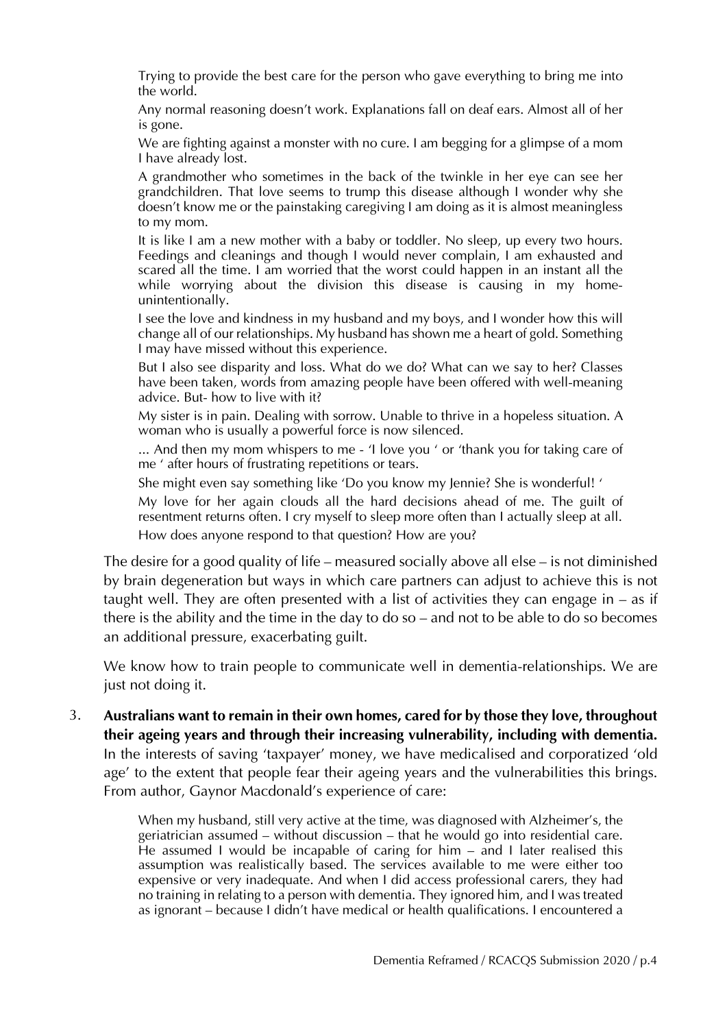> Trying to provide the best care for the person who gave everything to bring me into the world.
>
> Any normal reasoning doesn't work. Explanations fall on deaf ears. Almost all of her is gone.
>
> We are fighting against a monster with no cure. I am begging for a glimpse of a mom I have already lost.
>
> A grandmother who sometimes in the back of the twinkle in her eye can see her grandchildren. That love seems to trump this disease although I wonder why she doesn't know me or the painstaking caregiving I am doing as it is almost meaningless to my mom.
>
> It is like I am a new mother with a baby or toddler. No sleep, up every two hours. Feedings and cleanings and though I would never complain, I am exhausted and scared all the time. I am worried that the worst could happen in an instant all the while worrying about the division this disease is causing in my home- unintentionally.
>
> I see the love and kindness in my husband and my boys, and I wonder how this will change all of our relationships. My husband has shown me a heart of gold. Something I may have missed without this experience.
>
> But I also see disparity and loss. What do we do? What can we say to her? Classes have been taken, words from amazing people have been offered with well-meaning advice. But- how to live with it?
>
> My sister is in pain. Dealing with sorrow. Unable to thrive in a hopeless situation. A woman who is usually a powerful force is now silenced.
>
> ... And then my mom whispers to me - 'I love you ' or 'thank you for taking care of me ' after hours of frustrating repetitions or tears.
>
> She might even say something like 'Do you know my Jennie? She is wonderful! '
>
> My love for her again clouds all the hard decisions ahead of me. The guilt of resentment returns often. I cry myself to sleep more often than I actually sleep at all.
>
> How does anyone respond to that question? How are you?

The desire for a good quality of life – measured socially above all else – is not diminished by brain degeneration but ways in which care partners can adjust to achieve this is not taught well. They are often presented with a list of activities they can engage in – as if there is the ability and the time in the day to do so – and not to be able to do so becomes an additional pressure, exacerbating guilt.

We know how to train people to communicate well in dementia-relationships. We are just not doing it.

3. **Australians want to remain in their own homes, cared for by those they love, throughout their ageing years and through their increasing vulnerability, including with dementia.** In the interests of saving 'taxpayer' money, we have medicalised and corporatized 'old age' to the extent that people fear their ageing years and the vulnerabilities this brings. From author, Gaynor Macdonald's experience of care:

> When my husband, still very active at the time, was diagnosed with Alzheimer's, the geriatrician assumed – without discussion – that he would go into residential care. He assumed I would be incapable of caring for him – and I later realised this assumption was realistically based. The services available to me were either too expensive or very inadequate. And when I did access professional carers, they had no training in relating to a person with dementia. They ignored him, and I was treated as ignorant – because I didn't have medical or health qualifications. I encountered a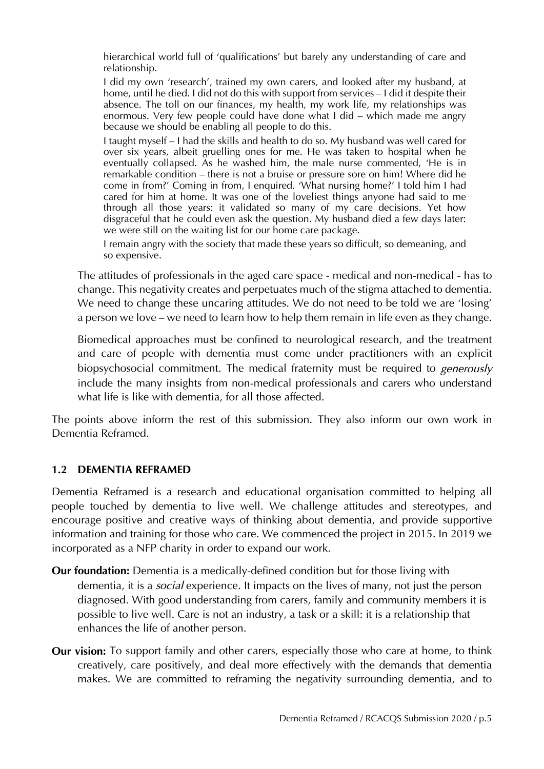> hierarchical world full of 'qualifications' but barely any understanding of care and relationship.
>
> I did my own 'research', trained my own carers, and looked after my husband, at home, until he died. I did not do this with support from services – I did it despite their absence. The toll on our finances, my health, my work life, my relationships was enormous. Very few people could have done what I did – which made me angry because we should be enabling all people to do this.
>
> I taught myself – I had the skills and health to do so. My husband was well cared for over six years, albeit gruelling ones for me. He was taken to hospital when he eventually collapsed. As he washed him, the male nurse commented, 'He is in remarkable condition – there is not a bruise or pressure sore on him! Where did he come in from?' Coming in from, I enquired. 'What nursing home?' I told him I had cared for him at home. It was one of the loveliest things anyone had said to me through all those years: it validated so many of my care decisions. Yet how disgraceful that he could even ask the question. My husband died a few days later: we were still on the waiting list for our home care package.
>
> I remain angry with the society that made these years so difficult, so demeaning, and so expensive.

The attitudes of professionals in the aged care space - medical and non-medical - has to change. This negativity creates and perpetuates much of the stigma attached to dementia. We need to change these uncaring attitudes. We do not need to be told we are 'losing' a person we love – we need to learn how to help them remain in life even as they change.

Biomedical approaches must be confined to neurological research, and the treatment and care of people with dementia must come under practitioners with an explicit biopsychosocial commitment. The medical fraternity must be required to *generously* include the many insights from non-medical professionals and carers who understand what life is like with dementia, for all those affected.

The points above inform the rest of this submission. They also inform our own work in Dementia Reframed.

### 1.2 DEMENTIA REFRAMED

Dementia Reframed is a research and educational organisation committed to helping all people touched by dementia to live well. We challenge attitudes and stereotypes, and encourage positive and creative ways of thinking about dementia, and provide supportive information and training for those who care. We commenced the project in 2015. In 2019 we incorporated as a NFP charity in order to expand our work.

**Our foundation:** Dementia is a medically-defined condition but for those living with dementia, it is a *social* experience. It impacts on the lives of many, not just the person diagnosed. With good understanding from carers, family and community members it is possible to live well. Care is not an industry, a task or a skill: it is a relationship that enhances the life of another person.

**Our vision:** To support family and other carers, especially those who care at home, to think creatively, care positively, and deal more effectively with the demands that dementia makes. We are committed to reframing the negativity surrounding dementia, and to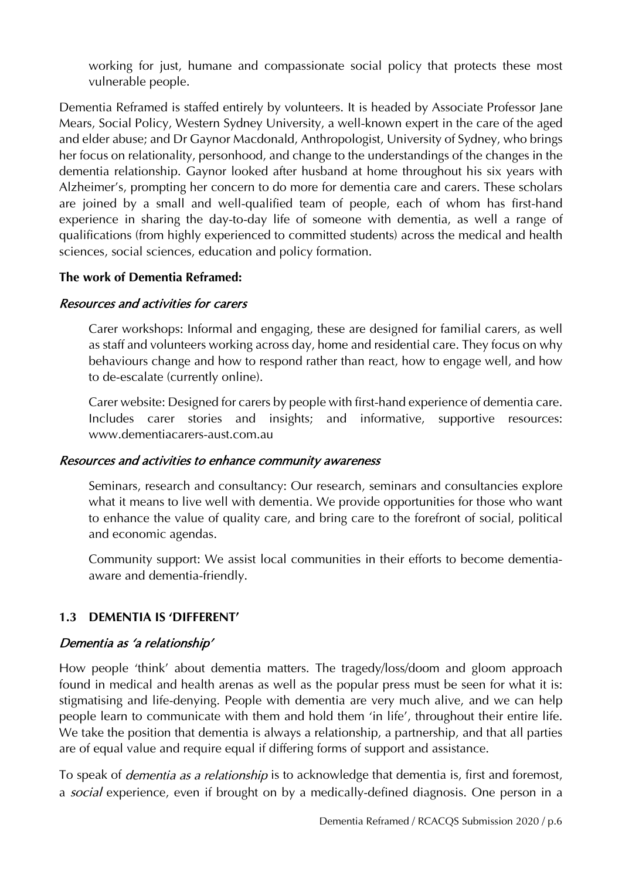working for just, humane and compassionate social policy that protects these most vulnerable people.

Dementia Reframed is staffed entirely by volunteers. It is headed by Associate Professor Jane Mears, Social Policy, Western Sydney University, a well-known expert in the care of the aged and elder abuse; and Dr Gaynor Macdonald, Anthropologist, University of Sydney, who brings her focus on relationality, personhood, and change to the understandings of the changes in the dementia relationship. Gaynor looked after husband at home throughout his six years with Alzheimer's, prompting her concern to do more for dementia care and carers. These scholars are joined by a small and well-qualified team of people, each of whom has first-hand experience in sharing the day-to-day life of someone with dementia, as well a range of qualifications (from highly experienced to committed students) across the medical and health sciences, social sciences, education and policy formation.

**The work of Dementia Reframed:**

*Resources and activities for carers*

Carer workshops: Informal and engaging, these are designed for familial carers, as well as staff and volunteers working across day, home and residential care. They focus on why behaviours change and how to respond rather than react, how to engage well, and how to de-escalate (currently online).

Carer website: Designed for carers by people with first-hand experience of dementia care. Includes carer stories and insights; and informative, supportive resources: www.dementiacarers-aust.com.au

*Resources and activities to enhance community awareness*

Seminars, research and consultancy: Our research, seminars and consultancies explore what it means to live well with dementia. We provide opportunities for those who want to enhance the value of quality care, and bring care to the forefront of social, political and economic agendas.

Community support: We assist local communities in their efforts to become dementia-aware and dementia-friendly.

### 1.3 DEMENTIA IS 'DIFFERENT'

*Dementia as 'a relationship'*

How people 'think' about dementia matters. The tragedy/loss/doom and gloom approach found in medical and health arenas as well as the popular press must be seen for what it is: stigmatising and life-denying. People with dementia are very much alive, and we can help people learn to communicate with them and hold them 'in life', throughout their entire life. We take the position that dementia is always a relationship, a partnership, and that all parties are of equal value and require equal if differing forms of support and assistance.

To speak of *dementia as a relationship* is to acknowledge that dementia is, first and foremost, a *social* experience, even if brought on by a medically-defined diagnosis. One person in a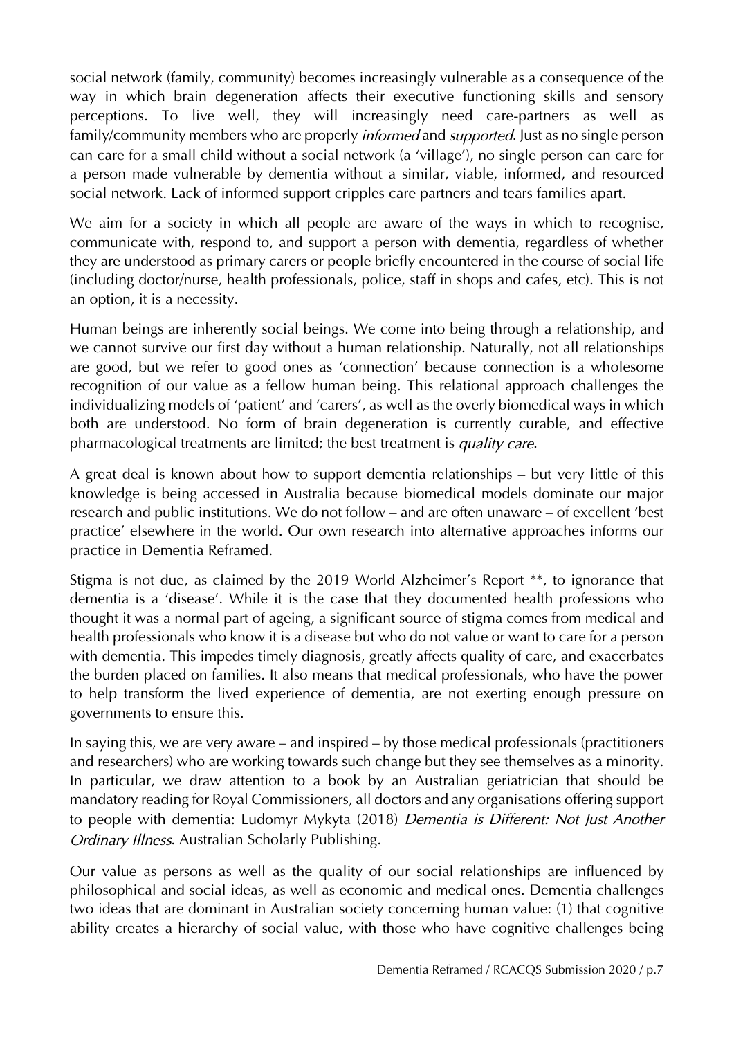social network (family, community) becomes increasingly vulnerable as a consequence of the way in which brain degeneration affects their executive functioning skills and sensory perceptions. To live well, they will increasingly need care-partners as well as family/community members who are properly *informed* and *supported*. Just as no single person can care for a small child without a social network (a 'village'), no single person can care for a person made vulnerable by dementia without a similar, viable, informed, and resourced social network. Lack of informed support cripples care partners and tears families apart.

We aim for a society in which all people are aware of the ways in which to recognise, communicate with, respond to, and support a person with dementia, regardless of whether they are understood as primary carers or people briefly encountered in the course of social life (including doctor/nurse, health professionals, police, staff in shops and cafes, etc). This is not an option, it is a necessity.

Human beings are inherently social beings. We come into being through a relationship, and we cannot survive our first day without a human relationship. Naturally, not all relationships are good, but we refer to good ones as 'connection' because connection is a wholesome recognition of our value as a fellow human being. This relational approach challenges the individualizing models of 'patient' and 'carers', as well as the overly biomedical ways in which both are understood. No form of brain degeneration is currently curable, and effective pharmacological treatments are limited; the best treatment is *quality care*.

A great deal is known about how to support dementia relationships – but very little of this knowledge is being accessed in Australia because biomedical models dominate our major research and public institutions. We do not follow – and are often unaware – of excellent 'best practice' elsewhere in the world. Our own research into alternative approaches informs our practice in Dementia Reframed.

Stigma is not due, as claimed by the 2019 World Alzheimer's Report **, to ignorance that dementia is a 'disease'. While it is the case that they documented health professions who thought it was a normal part of ageing, a significant source of stigma comes from medical and health professionals who know it is a disease but who do not value or want to care for a person with dementia. This impedes timely diagnosis, greatly affects quality of care, and exacerbates the burden placed on families. It also means that medical professionals, who have the power to help transform the lived experience of dementia, are not exerting enough pressure on governments to ensure this.

In saying this, we are very aware – and inspired – by those medical professionals (practitioners and researchers) who are working towards such change but they see themselves as a minority. In particular, we draw attention to a book by an Australian geriatrician that should be mandatory reading for Royal Commissioners, all doctors and any organisations offering support to people with dementia: Ludomyr Mykyta (2018) *Dementia is Different: Not Just Another Ordinary Illness*. Australian Scholarly Publishing.

Our value as persons as well as the quality of our social relationships are influenced by philosophical and social ideas, as well as economic and medical ones. Dementia challenges two ideas that are dominant in Australian society concerning human value: (1) that cognitive ability creates a hierarchy of social value, with those who have cognitive challenges being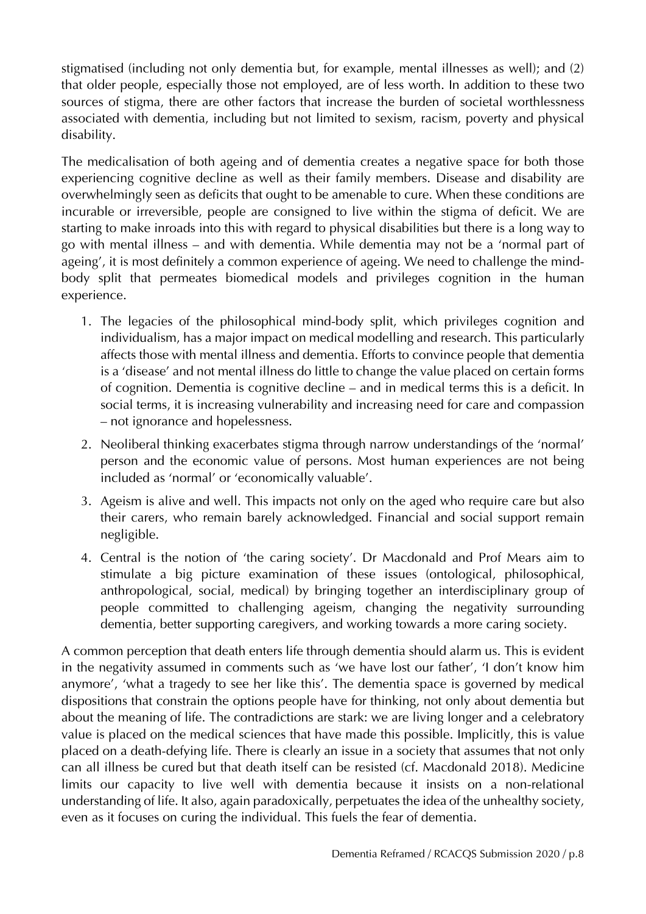stigmatised (including not only dementia but, for example, mental illnesses as well); and (2) that older people, especially those not employed, are of less worth. In addition to these two sources of stigma, there are other factors that increase the burden of societal worthlessness associated with dementia, including but not limited to sexism, racism, poverty and physical disability.

The medicalisation of both ageing and of dementia creates a negative space for both those experiencing cognitive decline as well as their family members. Disease and disability are overwhelmingly seen as deficits that ought to be amenable to cure. When these conditions are incurable or irreversible, people are consigned to live within the stigma of deficit. We are starting to make inroads into this with regard to physical disabilities but there is a long way to go with mental illness – and with dementia. While dementia may not be a 'normal part of ageing', it is most definitely a common experience of ageing. We need to challenge the mind-body split that permeates biomedical models and privileges cognition in the human experience.

1. The legacies of the philosophical mind-body split, which privileges cognition and individualism, has a major impact on medical modelling and research. This particularly affects those with mental illness and dementia. Efforts to convince people that dementia is a 'disease' and not mental illness do little to change the value placed on certain forms of cognition. Dementia is cognitive decline – and in medical terms this is a deficit. In social terms, it is increasing vulnerability and increasing need for care and compassion – not ignorance and hopelessness.
2. Neoliberal thinking exacerbates stigma through narrow understandings of the 'normal' person and the economic value of persons. Most human experiences are not being included as 'normal' or 'economically valuable'.
3. Ageism is alive and well. This impacts not only on the aged who require care but also their carers, who remain barely acknowledged. Financial and social support remain negligible.
4. Central is the notion of 'the caring society'. Dr Macdonald and Prof Mears aim to stimulate a big picture examination of these issues (ontological, philosophical, anthropological, social, medical) by bringing together an interdisciplinary group of people committed to challenging ageism, changing the negativity surrounding dementia, better supporting caregivers, and working towards a more caring society.

A common perception that death enters life through dementia should alarm us. This is evident in the negativity assumed in comments such as 'we have lost our father', 'I don't know him anymore', 'what a tragedy to see her like this'. The dementia space is governed by medical dispositions that constrain the options people have for thinking, not only about dementia but about the meaning of life. The contradictions are stark: we are living longer and a celebratory value is placed on the medical sciences that have made this possible. Implicitly, this is value placed on a death-defying life. There is clearly an issue in a society that assumes that not only can all illness be cured but that death itself can be resisted (cf. Macdonald 2018). Medicine limits our capacity to live well with dementia because it insists on a non-relational understanding of life. It also, again paradoxically, perpetuates the idea of the unhealthy society, even as it focuses on curing the individual. This fuels the fear of dementia.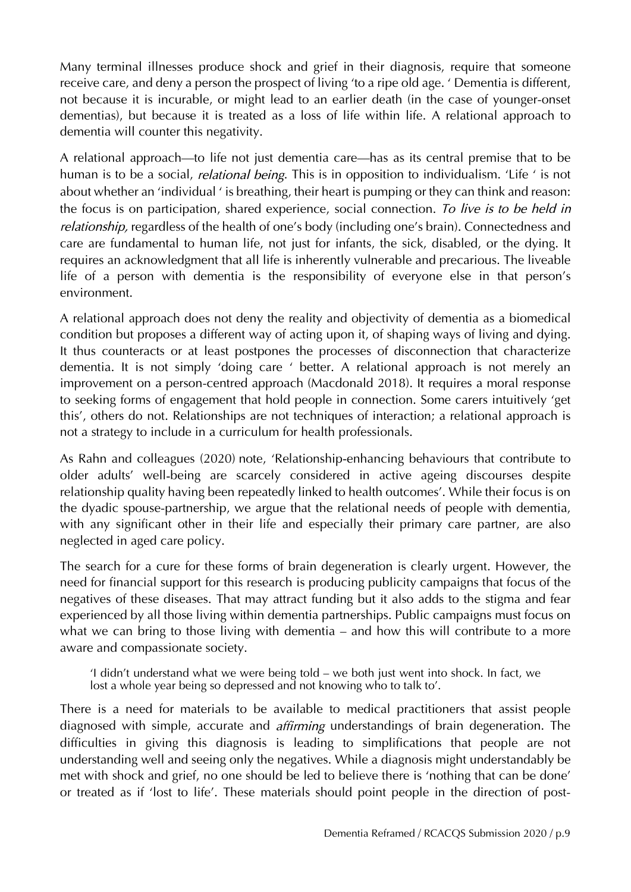Many terminal illnesses produce shock and grief in their diagnosis, require that someone receive care, and deny a person the prospect of living 'to a ripe old age. ' Dementia is different, not because it is incurable, or might lead to an earlier death (in the case of younger-onset dementias), but because it is treated as a loss of life within life. A relational approach to dementia will counter this negativity.

A relational approach—to life not just dementia care—has as its central premise that to be human is to be a social, *relational being*. This is in opposition to individualism. 'Life ' is not about whether an 'individual ' is breathing, their heart is pumping or they can think and reason: the focus is on participation, shared experience, social connection. *To live is to be held in relationship,* regardless of the health of one's body (including one's brain). Connectedness and care are fundamental to human life, not just for infants, the sick, disabled, or the dying. It requires an acknowledgment that all life is inherently vulnerable and precarious. The liveable life of a person with dementia is the responsibility of everyone else in that person's environment.

A relational approach does not deny the reality and objectivity of dementia as a biomedical condition but proposes a different way of acting upon it, of shaping ways of living and dying. It thus counteracts or at least postpones the processes of disconnection that characterize dementia. It is not simply 'doing care ' better. A relational approach is not merely an improvement on a person-centred approach (Macdonald 2018). It requires a moral response to seeking forms of engagement that hold people in connection. Some carers intuitively 'get this', others do not. Relationships are not techniques of interaction; a relational approach is not a strategy to include in a curriculum for health professionals.

As Rahn and colleagues (2020) note, 'Relationship-enhancing behaviours that contribute to older adults' well-being are scarcely considered in active ageing discourses despite relationship quality having been repeatedly linked to health outcomes'. While their focus is on the dyadic spouse-partnership, we argue that the relational needs of people with dementia, with any significant other in their life and especially their primary care partner, are also neglected in aged care policy.

The search for a cure for these forms of brain degeneration is clearly urgent. However, the need for financial support for this research is producing publicity campaigns that focus of the negatives of these diseases. That may attract funding but it also adds to the stigma and fear experienced by all those living within dementia partnerships. Public campaigns must focus on what we can bring to those living with dementia – and how this will contribute to a more aware and compassionate society.

> 'I didn't understand what we were being told – we both just went into shock. In fact, we lost a whole year being so depressed and not knowing who to talk to'.

There is a need for materials to be available to medical practitioners that assist people diagnosed with simple, accurate and *affirming* understandings of brain degeneration. The difficulties in giving this diagnosis is leading to simplifications that people are not understanding well and seeing only the negatives. While a diagnosis might understandably be met with shock and grief, no one should be led to believe there is 'nothing that can be done' or treated as if 'lost to life'. These materials should point people in the direction of post-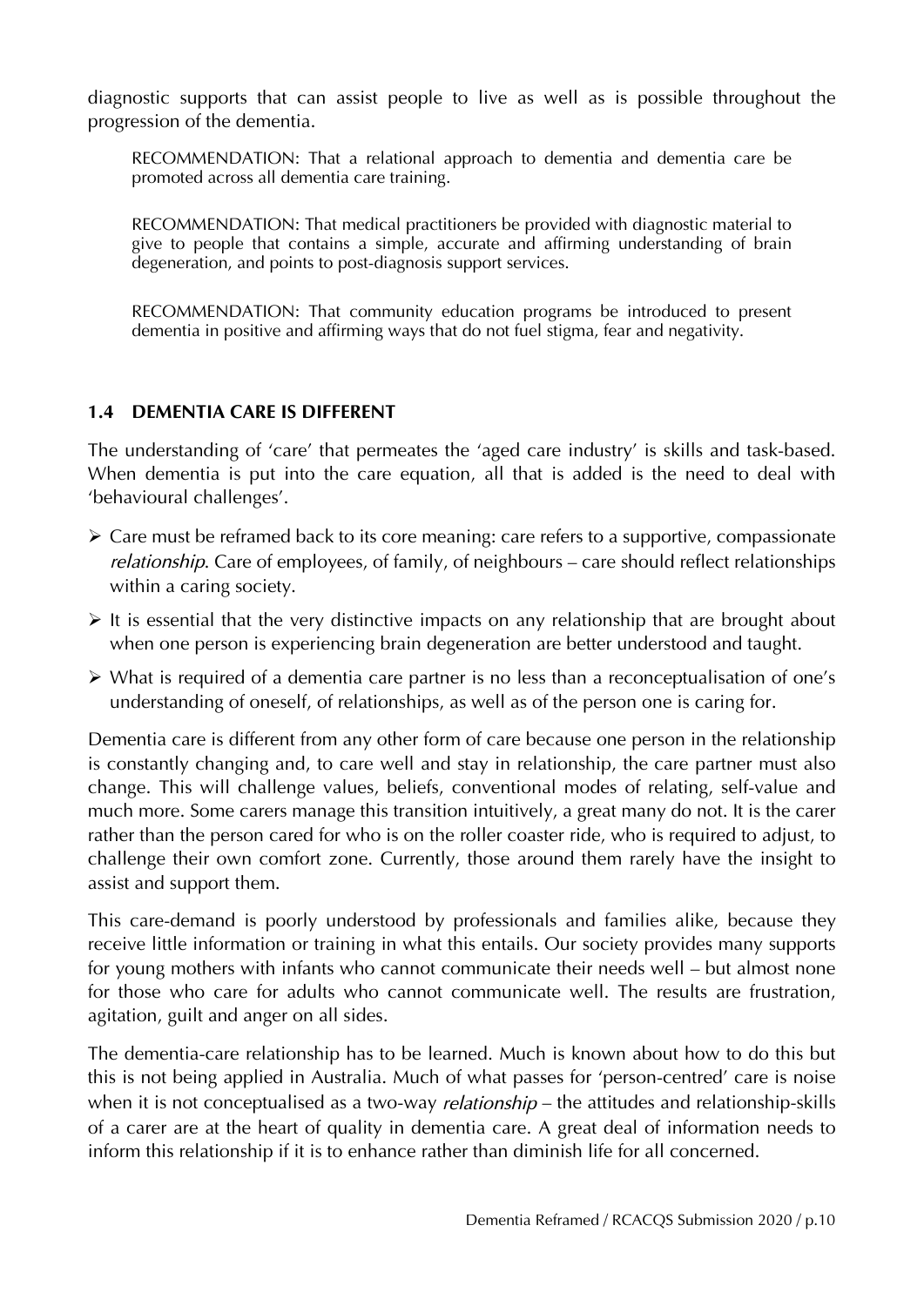diagnostic supports that can assist people to live as well as is possible throughout the progression of the dementia.

> RECOMMENDATION: That a relational approach to dementia and dementia care be promoted across all dementia care training.
>
> RECOMMENDATION: That medical practitioners be provided with diagnostic material to give to people that contains a simple, accurate and affirming understanding of brain degeneration, and points to post-diagnosis support services.
>
> RECOMMENDATION: That community education programs be introduced to present dementia in positive and affirming ways that do not fuel stigma, fear and negativity.

### 1.4 DEMENTIA CARE IS DIFFERENT

The understanding of 'care' that permeates the 'aged care industry' is skills and task-based. When dementia is put into the care equation, all that is added is the need to deal with 'behavioural challenges'.

- Care must be reframed back to its core meaning: care refers to a supportive, compassionate *relationship*. Care of employees, of family, of neighbours – care should reflect relationships within a caring society.
- It is essential that the very distinctive impacts on any relationship that are brought about when one person is experiencing brain degeneration are better understood and taught.
- What is required of a dementia care partner is no less than a reconceptualisation of one's understanding of oneself, of relationships, as well as of the person one is caring for.

Dementia care is different from any other form of care because one person in the relationship is constantly changing and, to care well and stay in relationship, the care partner must also change. This will challenge values, beliefs, conventional modes of relating, self-value and much more. Some carers manage this transition intuitively, a great many do not. It is the carer rather than the person cared for who is on the roller coaster ride, who is required to adjust, to challenge their own comfort zone. Currently, those around them rarely have the insight to assist and support them.

This care-demand is poorly understood by professionals and families alike, because they receive little information or training in what this entails. Our society provides many supports for young mothers with infants who cannot communicate their needs well – but almost none for those who care for adults who cannot communicate well. The results are frustration, agitation, guilt and anger on all sides.

The dementia-care relationship has to be learned. Much is known about how to do this but this is not being applied in Australia. Much of what passes for 'person-centred' care is noise when it is not conceptualised as a two-way *relationship* – the attitudes and relationship-skills of a carer are at the heart of quality in dementia care. A great deal of information needs to inform this relationship if it is to enhance rather than diminish life for all concerned.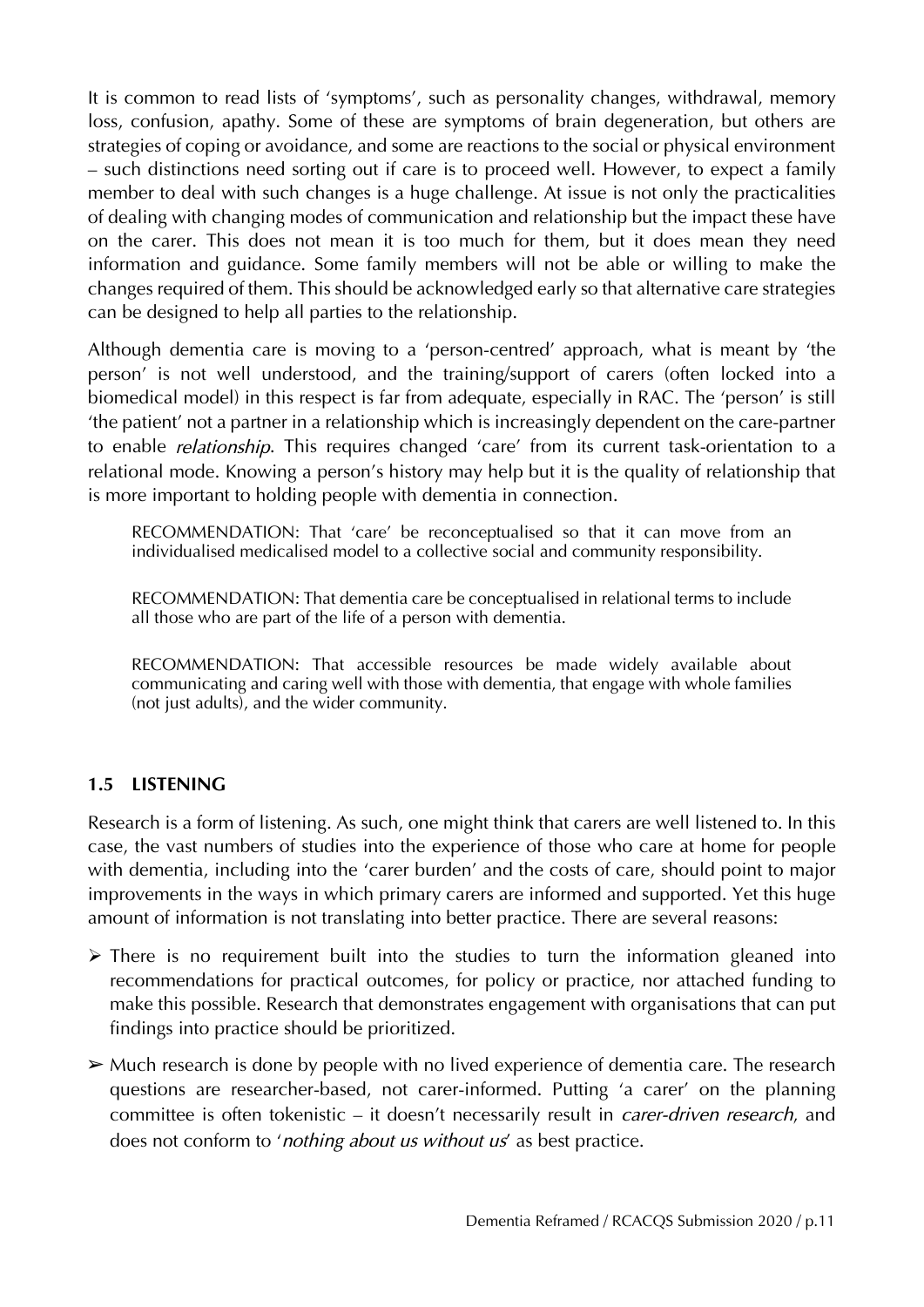It is common to read lists of 'symptoms', such as personality changes, withdrawal, memory loss, confusion, apathy. Some of these are symptoms of brain degeneration, but others are strategies of coping or avoidance, and some are reactions to the social or physical environment – such distinctions need sorting out if care is to proceed well. However, to expect a family member to deal with such changes is a huge challenge. At issue is not only the practicalities of dealing with changing modes of communication and relationship but the impact these have on the carer. This does not mean it is too much for them, but it does mean they need information and guidance. Some family members will not be able or willing to make the changes required of them. This should be acknowledged early so that alternative care strategies can be designed to help all parties to the relationship.

Although dementia care is moving to a 'person-centred' approach, what is meant by 'the person' is not well understood, and the training/support of carers (often locked into a biomedical model) in this respect is far from adequate, especially in RAC. The 'person' is still 'the patient' not a partner in a relationship which is increasingly dependent on the care-partner to enable *relationship*. This requires changed 'care' from its current task-orientation to a relational mode. Knowing a person's history may help but it is the quality of relationship that is more important to holding people with dementia in connection.

> RECOMMENDATION: That 'care' be reconceptualised so that it can move from an individualised medicalised model to a collective social and community responsibility.
>
> RECOMMENDATION: That dementia care be conceptualised in relational terms to include all those who are part of the life of a person with dementia.
>
> RECOMMENDATION: That accessible resources be made widely available about communicating and caring well with those with dementia, that engage with whole families (not just adults), and the wider community.

### 1.5 LISTENING

Research is a form of listening. As such, one might think that carers are well listened to. In this case, the vast numbers of studies into the experience of those who care at home for people with dementia, including into the 'carer burden' and the costs of care, should point to major improvements in the ways in which primary carers are informed and supported. Yet this huge amount of information is not translating into better practice. There are several reasons:

- There is no requirement built into the studies to turn the information gleaned into recommendations for practical outcomes, for policy or practice, nor attached funding to make this possible. Research that demonstrates engagement with organisations that can put findings into practice should be prioritized.
- Much research is done by people with no lived experience of dementia care. The research questions are researcher-based, not carer-informed. Putting 'a carer' on the planning committee is often tokenistic – it doesn't necessarily result in *carer-driven research*, and does not conform to '*nothing about us without us*' as best practice.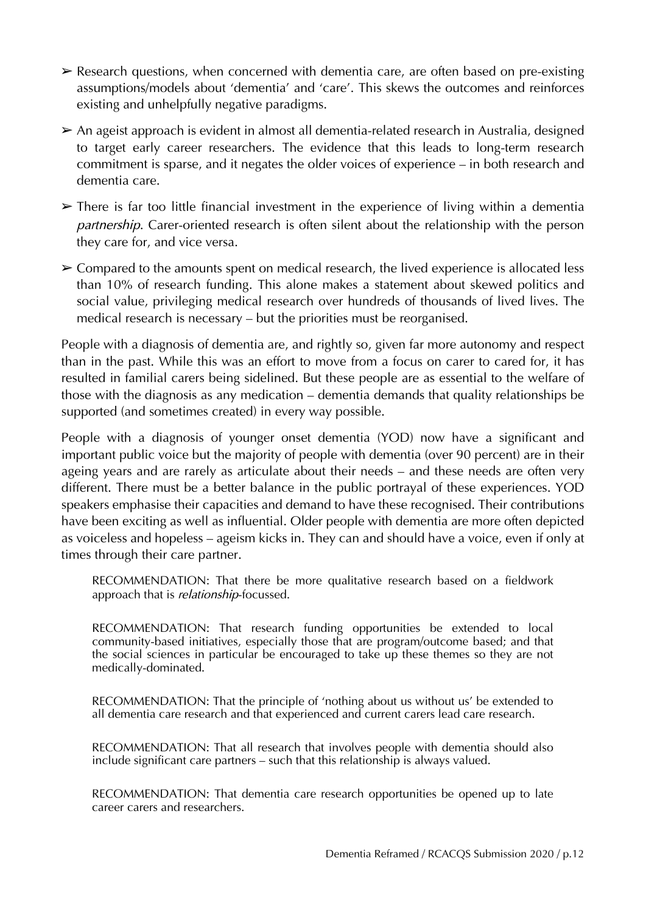- Research questions, when concerned with dementia care, are often based on pre-existing assumptions/models about 'dementia' and 'care'. This skews the outcomes and reinforces existing and unhelpfully negative paradigms.
- An ageist approach is evident in almost all dementia-related research in Australia, designed to target early career researchers. The evidence that this leads to long-term research commitment is sparse, and it negates the older voices of experience – in both research and dementia care.
- There is far too little financial investment in the experience of living within a dementia *partnership*. Carer-oriented research is often silent about the relationship with the person they care for, and vice versa.
- Compared to the amounts spent on medical research, the lived experience is allocated less than 10% of research funding. This alone makes a statement about skewed politics and social value, privileging medical research over hundreds of thousands of lived lives. The medical research is necessary – but the priorities must be reorganised.

People with a diagnosis of dementia are, and rightly so, given far more autonomy and respect than in the past. While this was an effort to move from a focus on carer to cared for, it has resulted in familial carers being sidelined. But these people are as essential to the welfare of those with the diagnosis as any medication – dementia demands that quality relationships be supported (and sometimes created) in every way possible.

People with a diagnosis of younger onset dementia (YOD) now have a significant and important public voice but the majority of people with dementia (over 90 percent) are in their ageing years and are rarely as articulate about their needs – and these needs are often very different. There must be a better balance in the public portrayal of these experiences. YOD speakers emphasise their capacities and demand to have these recognised. Their contributions have been exciting as well as influential. Older people with dementia are more often depicted as voiceless and hopeless – ageism kicks in. They can and should have a voice, even if only at times through their care partner.

> RECOMMENDATION: That there be more qualitative research based on a fieldwork approach that is *relationship*-focussed.

> RECOMMENDATION: That research funding opportunities be extended to local community-based initiatives, especially those that are program/outcome based; and that the social sciences in particular be encouraged to take up these themes so they are not medically-dominated.

> RECOMMENDATION: That the principle of 'nothing about us without us' be extended to all dementia care research and that experienced and current carers lead care research.

> RECOMMENDATION: That all research that involves people with dementia should also include significant care partners – such that this relationship is always valued.

> RECOMMENDATION: That dementia care research opportunities be opened up to late career carers and researchers.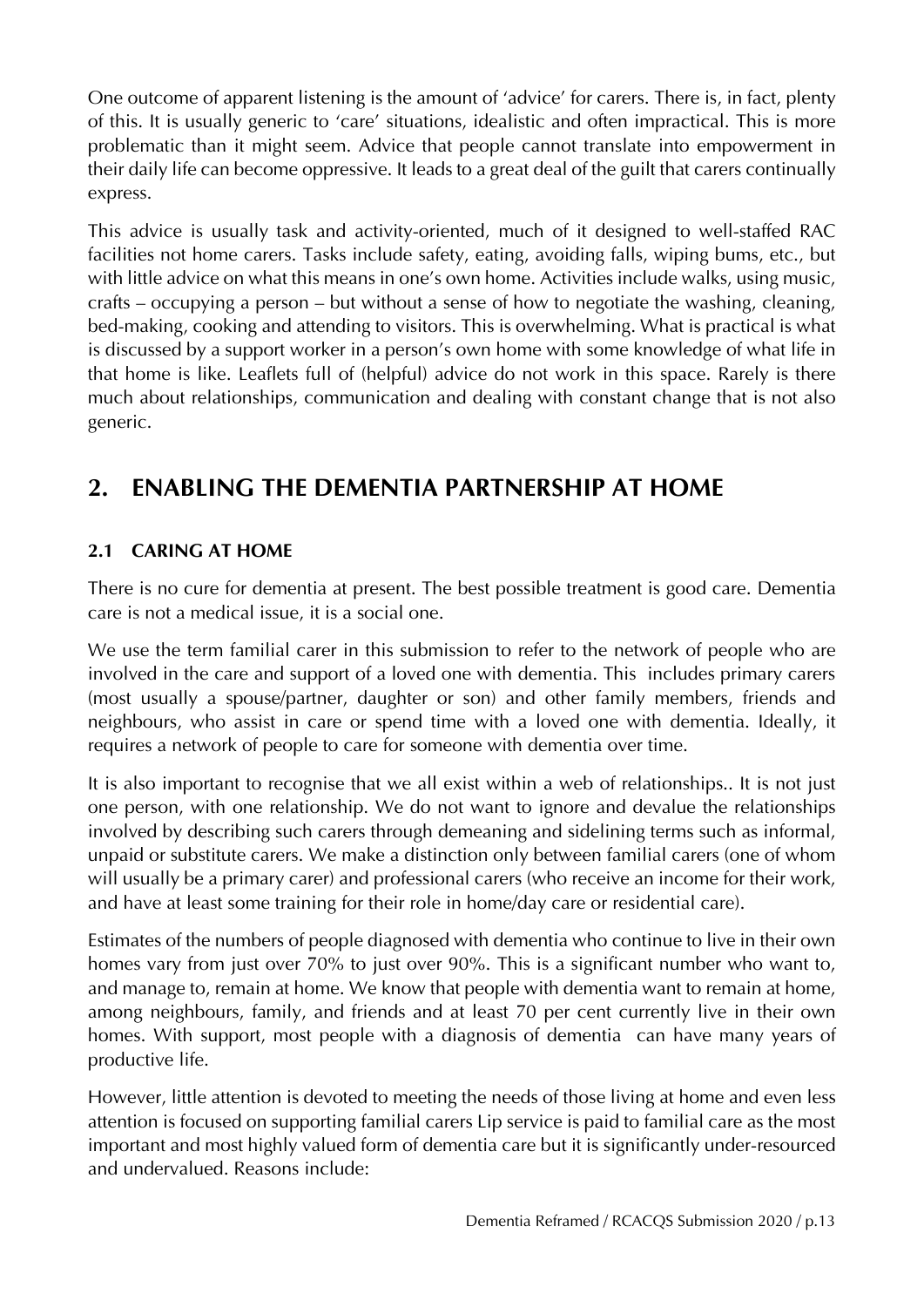One outcome of apparent listening is the amount of 'advice' for carers. There is, in fact, plenty of this. It is usually generic to 'care' situations, idealistic and often impractical. This is more problematic than it might seem. Advice that people cannot translate into empowerment in their daily life can become oppressive. It leads to a great deal of the guilt that carers continually express.

This advice is usually task and activity-oriented, much of it designed to well-staffed RAC facilities not home carers. Tasks include safety, eating, avoiding falls, wiping bums, etc., but with little advice on what this means in one's own home. Activities include walks, using music, crafts – occupying a person – but without a sense of how to negotiate the washing, cleaning, bed-making, cooking and attending to visitors. This is overwhelming. What is practical is what is discussed by a support worker in a person's own home with some knowledge of what life in that home is like. Leaflets full of (helpful) advice do not work in this space. Rarely is there much about relationships, communication and dealing with constant change that is not also generic.

## 2. ENABLING THE DEMENTIA PARTNERSHIP AT HOME

### 2.1 CARING AT HOME

There is no cure for dementia at present. The best possible treatment is good care. Dementia care is not a medical issue, it is a social one.

We use the term familial carer in this submission to refer to the network of people who are involved in the care and support of a loved one with dementia. This includes primary carers (most usually a spouse/partner, daughter or son) and other family members, friends and neighbours, who assist in care or spend time with a loved one with dementia. Ideally, it requires a network of people to care for someone with dementia over time.

It is also important to recognise that we all exist within a web of relationships.. It is not just one person, with one relationship. We do not want to ignore and devalue the relationships involved by describing such carers through demeaning and sidelining terms such as informal, unpaid or substitute carers. We make a distinction only between familial carers (one of whom will usually be a primary carer) and professional carers (who receive an income for their work, and have at least some training for their role in home/day care or residential care).

Estimates of the numbers of people diagnosed with dementia who continue to live in their own homes vary from just over 70% to just over 90%. This is a significant number who want to, and manage to, remain at home. We know that people with dementia want to remain at home, among neighbours, family, and friends and at least 70 per cent currently live in their own homes. With support, most people with a diagnosis of dementia can have many years of productive life.

However, little attention is devoted to meeting the needs of those living at home and even less attention is focused on supporting familial carers Lip service is paid to familial care as the most important and most highly valued form of dementia care but it is significantly under-resourced and undervalued. Reasons include: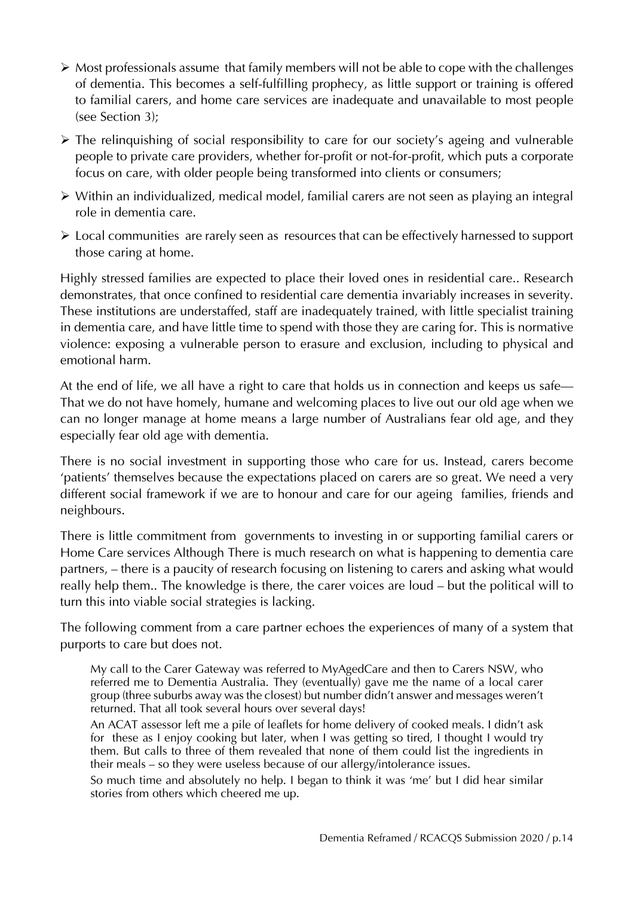- Most professionals assume that family members will not be able to cope with the challenges of dementia. This becomes a self-fulfilling prophecy, as little support or training is offered to familial carers, and home care services are inadequate and unavailable to most people (see Section 3);
- The relinquishing of social responsibility to care for our society's ageing and vulnerable people to private care providers, whether for-profit or not-for-profit, which puts a corporate focus on care, with older people being transformed into clients or consumers;
- Within an individualized, medical model, familial carers are not seen as playing an integral role in dementia care.
- Local communities are rarely seen as resources that can be effectively harnessed to support those caring at home.

Highly stressed families are expected to place their loved ones in residential care.. Research demonstrates, that once confined to residential care dementia invariably increases in severity. These institutions are understaffed, staff are inadequately trained, with little specialist training in dementia care, and have little time to spend with those they are caring for. This is normative violence: exposing a vulnerable person to erasure and exclusion, including to physical and emotional harm.

At the end of life, we all have a right to care that holds us in connection and keeps us safe— That we do not have homely, humane and welcoming places to live out our old age when we can no longer manage at home means a large number of Australians fear old age, and they especially fear old age with dementia.

There is no social investment in supporting those who care for us. Instead, carers become 'patients' themselves because the expectations placed on carers are so great. We need a very different social framework if we are to honour and care for our ageing families, friends and neighbours.

There is little commitment from governments to investing in or supporting familial carers or Home Care services Although There is much research on what is happening to dementia care partners, – there is a paucity of research focusing on listening to carers and asking what would really help them.. The knowledge is there, the carer voices are loud – but the political will to turn this into viable social strategies is lacking.

The following comment from a care partner echoes the experiences of many of a system that purports to care but does not.

> My call to the Carer Gateway was referred to MyAgedCare and then to Carers NSW, who referred me to Dementia Australia. They (eventually) gave me the name of a local carer group (three suburbs away was the closest) but number didn't answer and messages weren't returned. That all took several hours over several days!
>
> An ACAT assessor left me a pile of leaflets for home delivery of cooked meals. I didn't ask for these as I enjoy cooking but later, when I was getting so tired, I thought I would try them. But calls to three of them revealed that none of them could list the ingredients in their meals – so they were useless because of our allergy/intolerance issues.
>
> So much time and absolutely no help. I began to think it was 'me' but I did hear similar stories from others which cheered me up.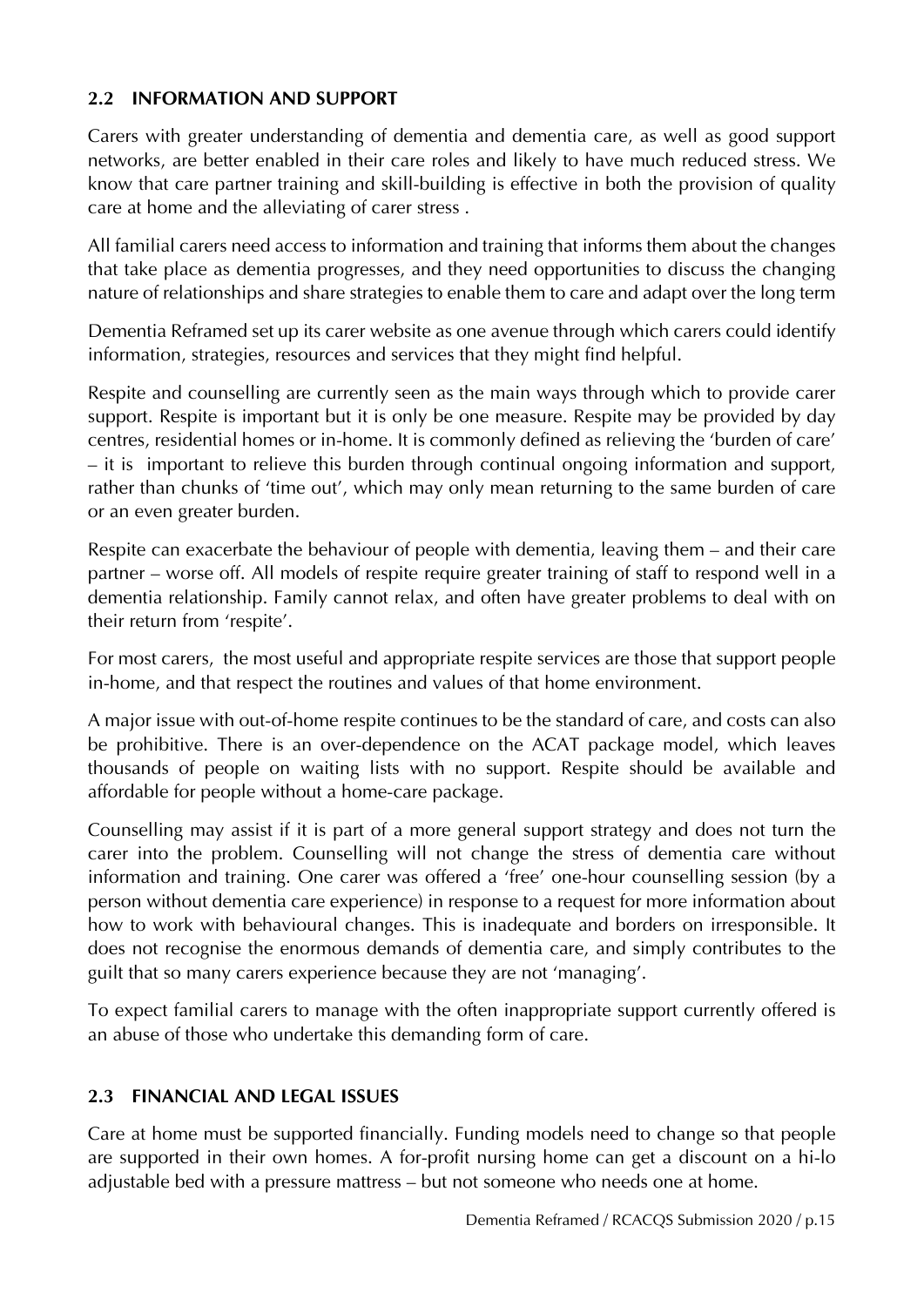## 2.2 INFORMATION AND SUPPORT

Carers with greater understanding of dementia and dementia care, as well as good support networks, are better enabled in their care roles and likely to have much reduced stress. We know that care partner training and skill-building is effective in both the provision of quality care at home and the alleviating of carer stress .

All familial carers need access to information and training that informs them about the changes that take place as dementia progresses, and they need opportunities to discuss the changing nature of relationships and share strategies to enable them to care and adapt over the long term

Dementia Reframed set up its carer website as one avenue through which carers could identify information, strategies, resources and services that they might find helpful.

Respite and counselling are currently seen as the main ways through which to provide carer support. Respite is important but it is only be one measure. Respite may be provided by day centres, residential homes or in-home. It is commonly defined as relieving the 'burden of care' – it is important to relieve this burden through continual ongoing information and support, rather than chunks of 'time out', which may only mean returning to the same burden of care or an even greater burden.

Respite can exacerbate the behaviour of people with dementia, leaving them – and their care partner – worse off. All models of respite require greater training of staff to respond well in a dementia relationship. Family cannot relax, and often have greater problems to deal with on their return from 'respite'.

For most carers, the most useful and appropriate respite services are those that support people in-home, and that respect the routines and values of that home environment.

A major issue with out-of-home respite continues to be the standard of care, and costs can also be prohibitive. There is an over-dependence on the ACAT package model, which leaves thousands of people on waiting lists with no support. Respite should be available and affordable for people without a home-care package.

Counselling may assist if it is part of a more general support strategy and does not turn the carer into the problem. Counselling will not change the stress of dementia care without information and training. One carer was offered a 'free' one-hour counselling session (by a person without dementia care experience) in response to a request for more information about how to work with behavioural changes. This is inadequate and borders on irresponsible. It does not recognise the enormous demands of dementia care, and simply contributes to the guilt that so many carers experience because they are not 'managing'.

To expect familial carers to manage with the often inappropriate support currently offered is an abuse of those who undertake this demanding form of care.

## 2.3 FINANCIAL AND LEGAL ISSUES

Care at home must be supported financially. Funding models need to change so that people are supported in their own homes. A for-profit nursing home can get a discount on a hi-lo adjustable bed with a pressure mattress – but not someone who needs one at home.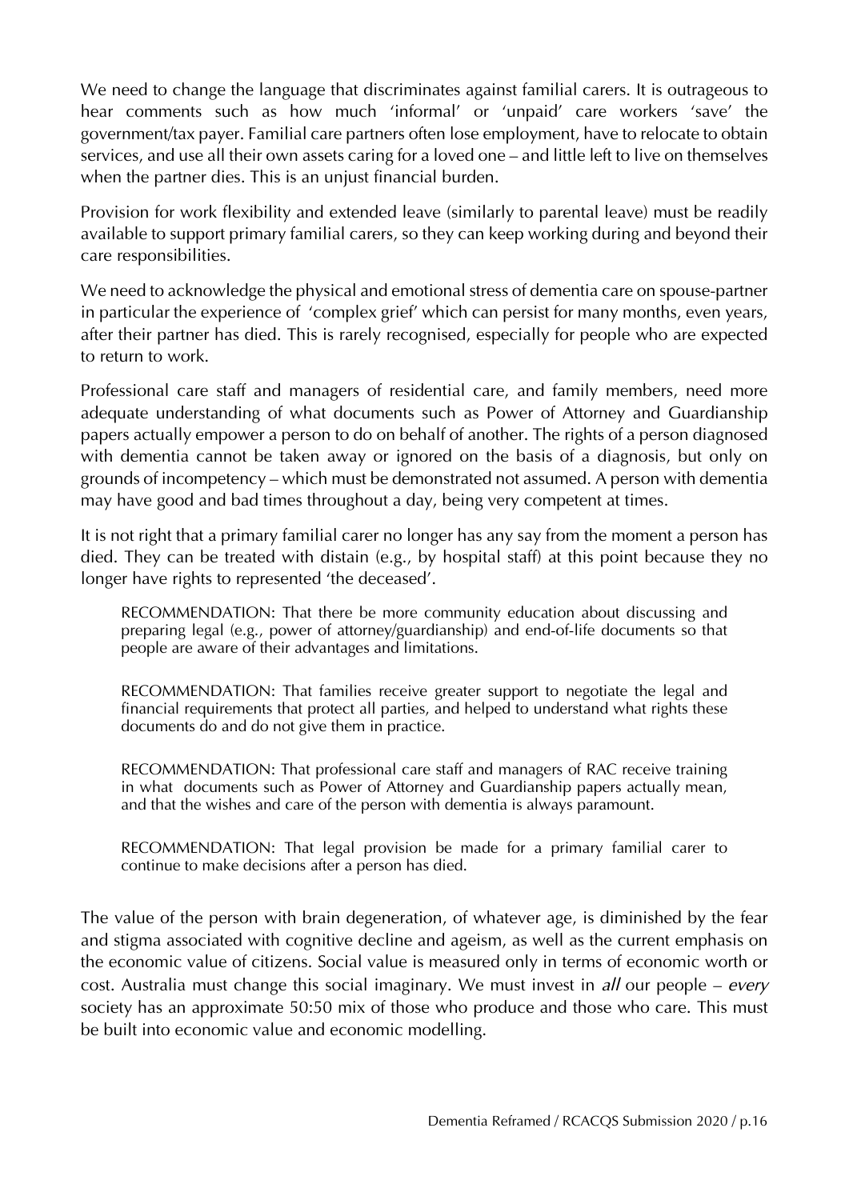We need to change the language that discriminates against familial carers. It is outrageous to hear comments such as how much 'informal' or 'unpaid' care workers 'save' the government/tax payer. Familial care partners often lose employment, have to relocate to obtain services, and use all their own assets caring for a loved one – and little left to live on themselves when the partner dies. This is an unjust financial burden.

Provision for work flexibility and extended leave (similarly to parental leave) must be readily available to support primary familial carers, so they can keep working during and beyond their care responsibilities.

We need to acknowledge the physical and emotional stress of dementia care on spouse-partner in particular the experience of 'complex grief' which can persist for many months, even years, after their partner has died. This is rarely recognised, especially for people who are expected to return to work.

Professional care staff and managers of residential care, and family members, need more adequate understanding of what documents such as Power of Attorney and Guardianship papers actually empower a person to do on behalf of another. The rights of a person diagnosed with dementia cannot be taken away or ignored on the basis of a diagnosis, but only on grounds of incompetency – which must be demonstrated not assumed. A person with dementia may have good and bad times throughout a day, being very competent at times.

It is not right that a primary familial carer no longer has any say from the moment a person has died. They can be treated with distain (e.g., by hospital staff) at this point because they no longer have rights to represented 'the deceased'.

> RECOMMENDATION: That there be more community education about discussing and preparing legal (e.g., power of attorney/guardianship) and end-of-life documents so that people are aware of their advantages and limitations.
>
> RECOMMENDATION: That families receive greater support to negotiate the legal and financial requirements that protect all parties, and helped to understand what rights these documents do and do not give them in practice.
>
> RECOMMENDATION: That professional care staff and managers of RAC receive training in what documents such as Power of Attorney and Guardianship papers actually mean, and that the wishes and care of the person with dementia is always paramount.
>
> RECOMMENDATION: That legal provision be made for a primary familial carer to continue to make decisions after a person has died.

The value of the person with brain degeneration, of whatever age, is diminished by the fear and stigma associated with cognitive decline and ageism, as well as the current emphasis on the economic value of citizens. Social value is measured only in terms of economic worth or cost. Australia must change this social imaginary. We must invest in *all* our people – *every* society has an approximate 50:50 mix of those who produce and those who care. This must be built into economic value and economic modelling.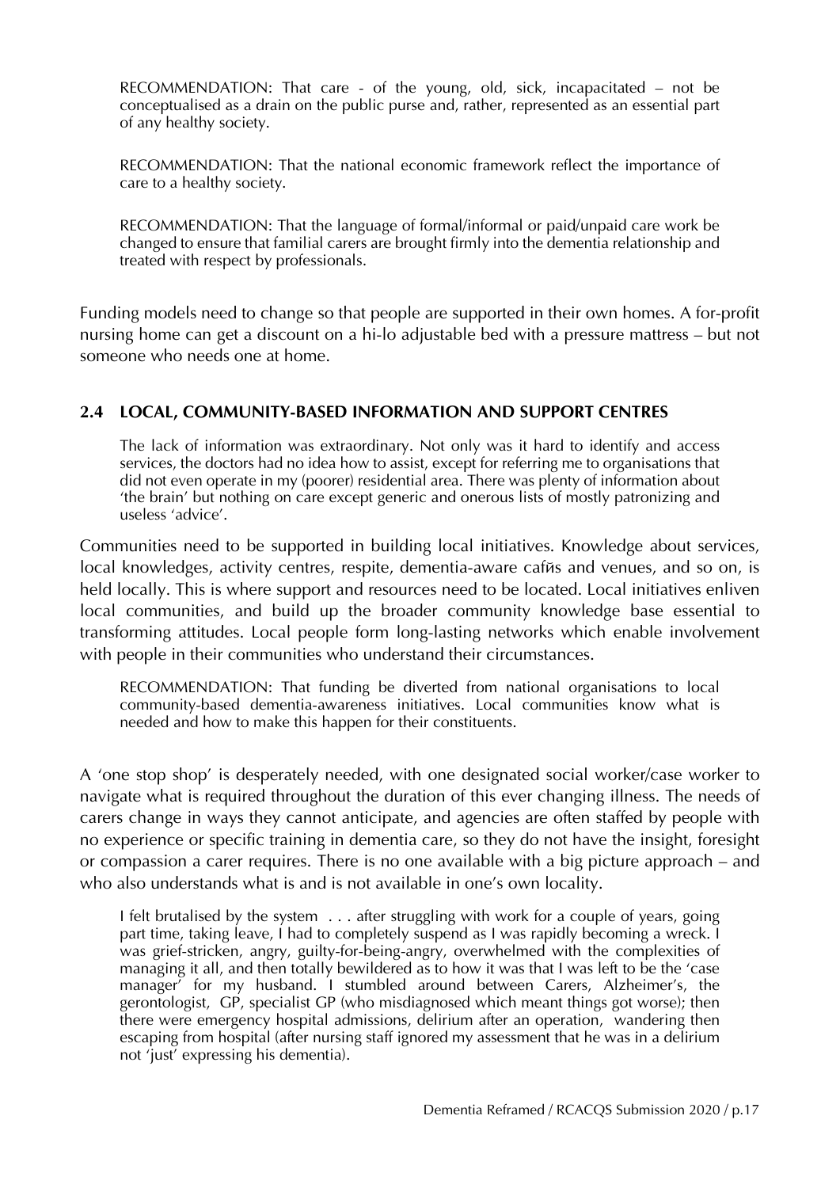RECOMMENDATION: That care - of the young, old, sick, incapacitated – not be conceptualised as a drain on the public purse and, rather, represented as an essential part of any healthy society.

RECOMMENDATION: That the national economic framework reflect the importance of care to a healthy society.

RECOMMENDATION: That the language of formal/informal or paid/unpaid care work be changed to ensure that familial carers are brought firmly into the dementia relationship and treated with respect by professionals.

Funding models need to change so that people are supported in their own homes. A for-profit nursing home can get a discount on a hi-lo adjustable bed with a pressure mattress – but not someone who needs one at home.

## 2.4 LOCAL, COMMUNITY-BASED INFORMATION AND SUPPORT CENTRES

> The lack of information was extraordinary. Not only was it hard to identify and access services, the doctors had no idea how to assist, except for referring me to organisations that did not even operate in my (poorer) residential area. There was plenty of information about 'the brain' but nothing on care except generic and onerous lists of mostly patronizing and useless 'advice'.

Communities need to be supported in building local initiatives. Knowledge about services, local knowledges, activity centres, respite, dementia-aware cafйs and venues, and so on, is held locally. This is where support and resources need to be located. Local initiatives enliven local communities, and build up the broader community knowledge base essential to transforming attitudes. Local people form long-lasting networks which enable involvement with people in their communities who understand their circumstances.

RECOMMENDATION: That funding be diverted from national organisations to local community-based dementia-awareness initiatives. Local communities know what is needed and how to make this happen for their constituents.

A 'one stop shop' is desperately needed, with one designated social worker/case worker to navigate what is required throughout the duration of this ever changing illness. The needs of carers change in ways they cannot anticipate, and agencies are often staffed by people with no experience or specific training in dementia care, so they do not have the insight, foresight or compassion a carer requires. There is no one available with a big picture approach – and who also understands what is and is not available in one's own locality.

> I felt brutalised by the system . . . after struggling with work for a couple of years, going part time, taking leave, I had to completely suspend as I was rapidly becoming a wreck. I was grief-stricken, angry, guilty-for-being-angry, overwhelmed with the complexities of managing it all, and then totally bewildered as to how it was that I was left to be the 'case manager' for my husband. I stumbled around between Carers, Alzheimer's, the gerontologist, GP, specialist GP (who misdiagnosed which meant things got worse); then there were emergency hospital admissions, delirium after an operation, wandering then escaping from hospital (after nursing staff ignored my assessment that he was in a delirium not 'just' expressing his dementia).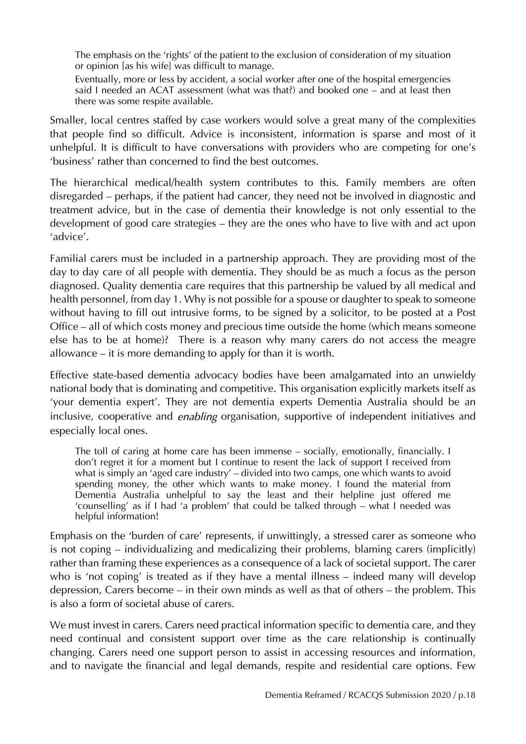> The emphasis on the 'rights' of the patient to the exclusion of consideration of my situation or opinion [as his wife] was difficult to manage.
>
> Eventually, more or less by accident, a social worker after one of the hospital emergencies said I needed an ACAT assessment (what was that?) and booked one – and at least then there was some respite available.

Smaller, local centres staffed by case workers would solve a great many of the complexities that people find so difficult. Advice is inconsistent, information is sparse and most of it unhelpful. It is difficult to have conversations with providers who are competing for one's 'business' rather than concerned to find the best outcomes.

The hierarchical medical/health system contributes to this. Family members are often disregarded – perhaps, if the patient had cancer, they need not be involved in diagnostic and treatment advice, but in the case of dementia their knowledge is not only essential to the development of good care strategies – they are the ones who have to live with and act upon 'advice'.

Familial carers must be included in a partnership approach. They are providing most of the day to day care of all people with dementia. They should be as much a focus as the person diagnosed. Quality dementia care requires that this partnership be valued by all medical and health personnel, from day 1. Why is not possible for a spouse or daughter to speak to someone without having to fill out intrusive forms, to be signed by a solicitor, to be posted at a Post Office – all of which costs money and precious time outside the home (which means someone else has to be at home)? There is a reason why many carers do not access the meagre allowance – it is more demanding to apply for than it is worth.

Effective state-based dementia advocacy bodies have been amalgamated into an unwieldy national body that is dominating and competitive. This organisation explicitly markets itself as 'your dementia expert'. They are not dementia experts Dementia Australia should be an inclusive, cooperative and *enabling* organisation, supportive of independent initiatives and especially local ones.

> The toll of caring at home care has been immense – socially, emotionally, financially. I don't regret it for a moment but I continue to resent the lack of support I received from what is simply an 'aged care industry' – divided into two camps, one which wants to avoid spending money, the other which wants to make money. I found the material from Dementia Australia unhelpful to say the least and their helpline just offered me 'counselling' as if I had 'a problem' that could be talked through – what I needed was helpful information!

Emphasis on the 'burden of care' represents, if unwittingly, a stressed carer as someone who is not coping – individualizing and medicalizing their problems, blaming carers (implicitly) rather than framing these experiences as a consequence of a lack of societal support. The carer who is 'not coping' is treated as if they have a mental illness – indeed many will develop depression, Carers become – in their own minds as well as that of others – the problem. This is also a form of societal abuse of carers.

We must invest in carers. Carers need practical information specific to dementia care, and they need continual and consistent support over time as the care relationship is continually changing. Carers need one support person to assist in accessing resources and information, and to navigate the financial and legal demands, respite and residential care options. Few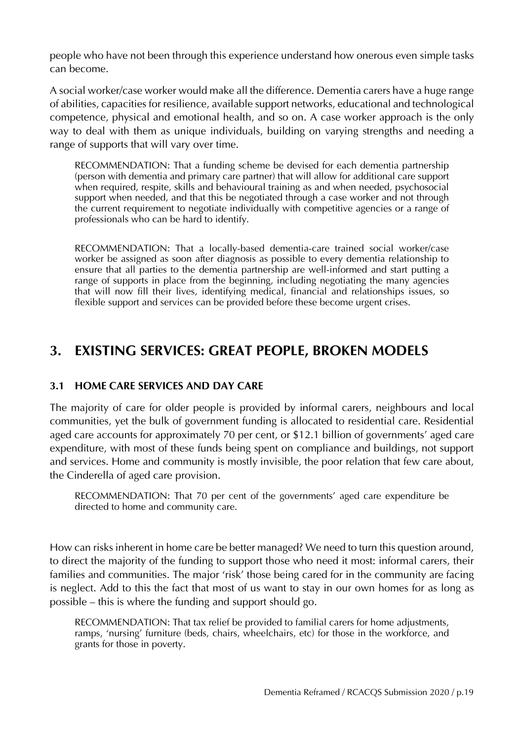people who have not been through this experience understand how onerous even simple tasks can become.

A social worker/case worker would make all the difference. Dementia carers have a huge range of abilities, capacities for resilience, available support networks, educational and technological competence, physical and emotional health, and so on. A case worker approach is the only way to deal with them as unique individuals, building on varying strengths and needing a range of supports that will vary over time.

> RECOMMENDATION: That a funding scheme be devised for each dementia partnership (person with dementia and primary care partner) that will allow for additional care support when required, respite, skills and behavioural training as and when needed, psychosocial support when needed, and that this be negotiated through a case worker and not through the current requirement to negotiate individually with competitive agencies or a range of professionals who can be hard to identify.

> RECOMMENDATION: That a locally-based dementia-care trained social worker/case worker be assigned as soon after diagnosis as possible to every dementia relationship to ensure that all parties to the dementia partnership are well-informed and start putting a range of supports in place from the beginning, including negotiating the many agencies that will now fill their lives, identifying medical, financial and relationships issues, so flexible support and services can be provided before these become urgent crises.

## 3. EXISTING SERVICES: GREAT PEOPLE, BROKEN MODELS

### 3.1 HOME CARE SERVICES AND DAY CARE

The majority of care for older people is provided by informal carers, neighbours and local communities, yet the bulk of government funding is allocated to residential care. Residential aged care accounts for approximately 70 per cent, or $12.1 billion of governments' aged care expenditure, with most of these funds being spent on compliance and buildings, not support and services. Home and community is mostly invisible, the poor relation that few care about, the Cinderella of aged care provision.

> RECOMMENDATION: That 70 per cent of the governments' aged care expenditure be directed to home and community care.

How can risks inherent in home care be better managed? We need to turn this question around, to direct the majority of the funding to support those who need it most: informal carers, their families and communities. The major 'risk' those being cared for in the community are facing is neglect. Add to this the fact that most of us want to stay in our own homes for as long as possible – this is where the funding and support should go.

> RECOMMENDATION: That tax relief be provided to familial carers for home adjustments, ramps, 'nursing' furniture (beds, chairs, wheelchairs, etc) for those in the workforce, and grants for those in poverty.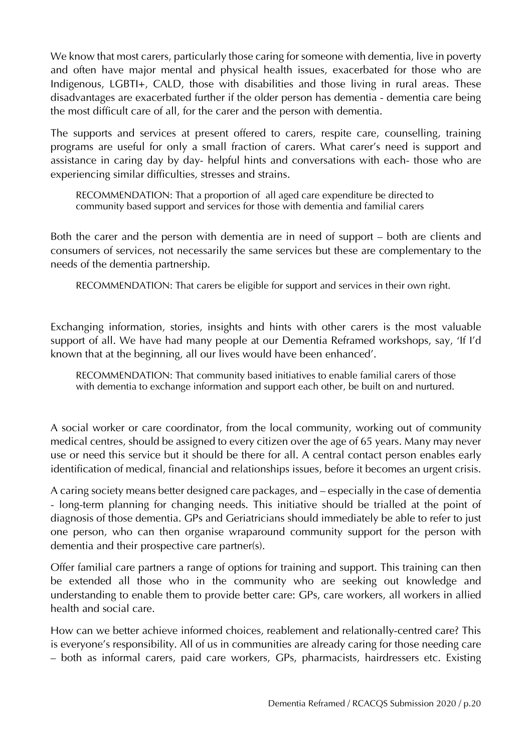We know that most carers, particularly those caring for someone with dementia, live in poverty and often have major mental and physical health issues, exacerbated for those who are Indigenous, LGBTI+, CALD, those with disabilities and those living in rural areas. These disadvantages are exacerbated further if the older person has dementia - dementia care being the most difficult care of all, for the carer and the person with dementia.

The supports and services at present offered to carers, respite care, counselling, training programs are useful for only a small fraction of carers. What carer's need is support and assistance in caring day by day- helpful hints and conversations with each- those who are experiencing similar difficulties, stresses and strains.

> RECOMMENDATION: That a proportion of all aged care expenditure be directed to community based support and services for those with dementia and familial carers

Both the carer and the person with dementia are in need of support – both are clients and consumers of services, not necessarily the same services but these are complementary to the needs of the dementia partnership.

> RECOMMENDATION: That carers be eligible for support and services in their own right.

Exchanging information, stories, insights and hints with other carers is the most valuable support of all. We have had many people at our Dementia Reframed workshops, say, 'If I'd known that at the beginning, all our lives would have been enhanced'.

> RECOMMENDATION: That community based initiatives to enable familial carers of those with dementia to exchange information and support each other, be built on and nurtured.

A social worker or care coordinator, from the local community, working out of community medical centres, should be assigned to every citizen over the age of 65 years. Many may never use or need this service but it should be there for all. A central contact person enables early identification of medical, financial and relationships issues, before it becomes an urgent crisis.

A caring society means better designed care packages, and – especially in the case of dementia - long-term planning for changing needs. This initiative should be trialled at the point of diagnosis of those dementia. GPs and Geriatricians should immediately be able to refer to just one person, who can then organise wraparound community support for the person with dementia and their prospective care partner(s).

Offer familial care partners a range of options for training and support. This training can then be extended all those who in the community who are seeking out knowledge and understanding to enable them to provide better care: GPs, care workers, all workers in allied health and social care.

How can we better achieve informed choices, reablement and relationally-centred care? This is everyone's responsibility. All of us in communities are already caring for those needing care – both as informal carers, paid care workers, GPs, pharmacists, hairdressers etc. Existing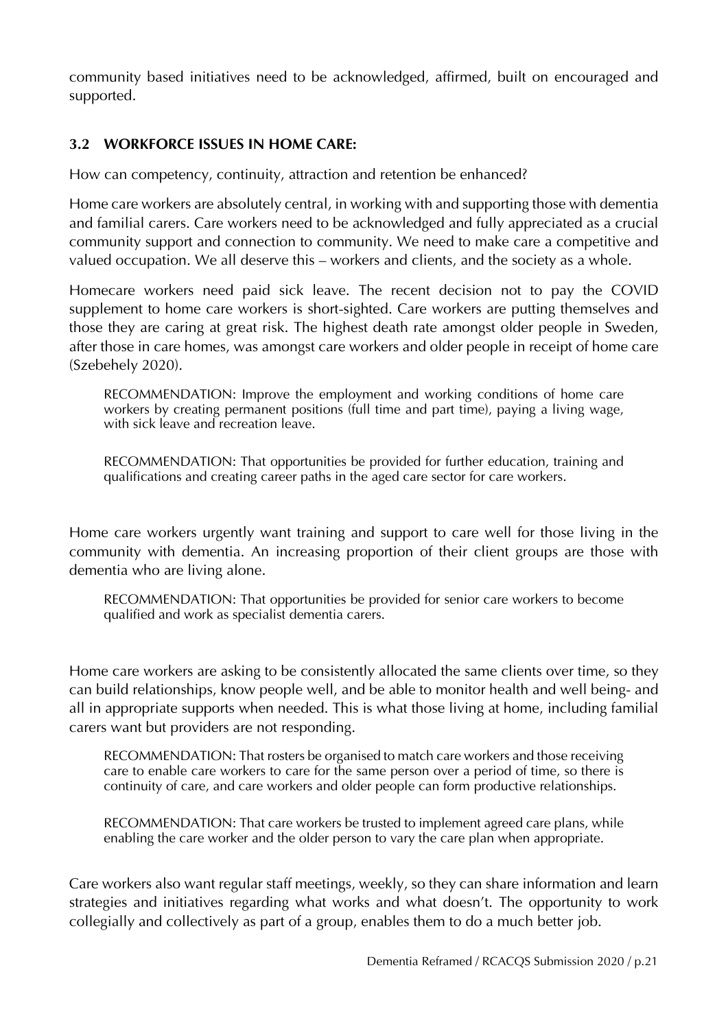community based initiatives need to be acknowledged, affirmed, built on encouraged and supported.

### 3.2 WORKFORCE ISSUES IN HOME CARE:

How can competency, continuity, attraction and retention be enhanced?

Home care workers are absolutely central, in working with and supporting those with dementia and familial carers. Care workers need to be acknowledged and fully appreciated as a crucial community support and connection to community. We need to make care a competitive and valued occupation. We all deserve this – workers and clients, and the society as a whole.

Homecare workers need paid sick leave. The recent decision not to pay the COVID supplement to home care workers is short-sighted. Care workers are putting themselves and those they are caring at great risk. The highest death rate amongst older people in Sweden, after those in care homes, was amongst care workers and older people in receipt of home care (Szebehely 2020).

> RECOMMENDATION: Improve the employment and working conditions of home care workers by creating permanent positions (full time and part time), paying a living wage, with sick leave and recreation leave.

> RECOMMENDATION: That opportunities be provided for further education, training and qualifications and creating career paths in the aged care sector for care workers.

Home care workers urgently want training and support to care well for those living in the community with dementia. An increasing proportion of their client groups are those with dementia who are living alone.

> RECOMMENDATION: That opportunities be provided for senior care workers to become qualified and work as specialist dementia carers.

Home care workers are asking to be consistently allocated the same clients over time, so they can build relationships, know people well, and be able to monitor health and well being- and all in appropriate supports when needed. This is what those living at home, including familial carers want but providers are not responding.

> RECOMMENDATION: That rosters be organised to match care workers and those receiving care to enable care workers to care for the same person over a period of time, so there is continuity of care, and care workers and older people can form productive relationships.

> RECOMMENDATION: That care workers be trusted to implement agreed care plans, while enabling the care worker and the older person to vary the care plan when appropriate.

Care workers also want regular staff meetings, weekly, so they can share information and learn strategies and initiatives regarding what works and what doesn't. The opportunity to work collegially and collectively as part of a group, enables them to do a much better job.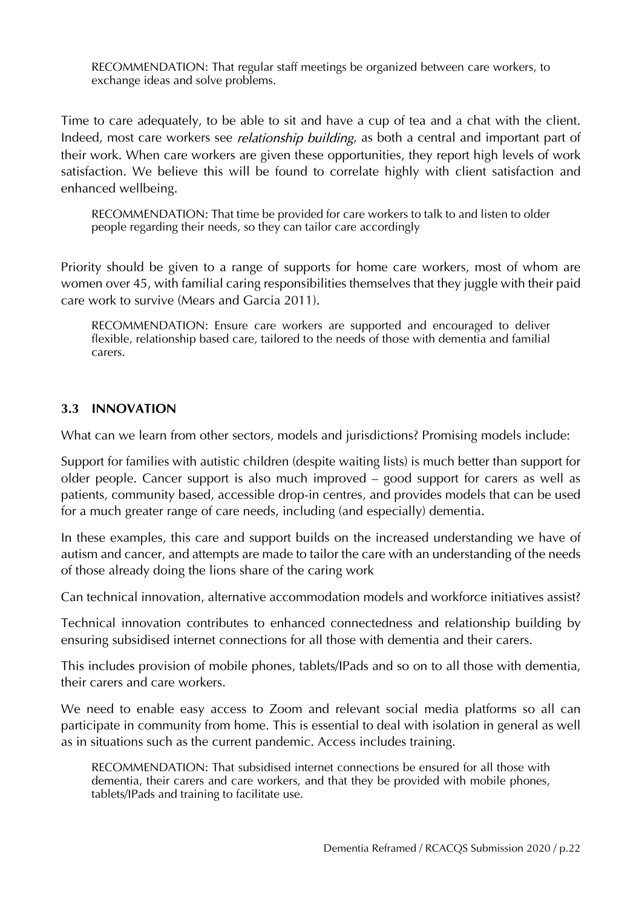RECOMMENDATION: That regular staff meetings be organized between care workers, to exchange ideas and solve problems.

Time to care adequately, to be able to sit and have a cup of tea and a chat with the client. Indeed, most care workers see *relationship building*, as both a central and important part of their work. When care workers are given these opportunities, they report high levels of work satisfaction. We believe this will be found to correlate highly with client satisfaction and enhanced wellbeing.

RECOMMENDATION: That time be provided for care workers to talk to and listen to older people regarding their needs, so they can tailor care accordingly

Priority should be given to a range of supports for home care workers, most of whom are women over 45, with familial caring responsibilities themselves that they juggle with their paid care work to survive (Mears and Garcia 2011).

RECOMMENDATION: Ensure care workers are supported and encouraged to deliver flexible, relationship based care, tailored to the needs of those with dementia and familial carers.

### 3.3 INNOVATION

What can we learn from other sectors, models and jurisdictions? Promising models include:

Support for families with autistic children (despite waiting lists) is much better than support for older people. Cancer support is also much improved – good support for carers as well as patients, community based, accessible drop-in centres, and provides models that can be used for a much greater range of care needs, including (and especially) dementia.

In these examples, this care and support builds on the increased understanding we have of autism and cancer, and attempts are made to tailor the care with an understanding of the needs of those already doing the lions share of the caring work

Can technical innovation, alternative accommodation models and workforce initiatives assist?

Technical innovation contributes to enhanced connectedness and relationship building by ensuring subsidised internet connections for all those with dementia and their carers.

This includes provision of mobile phones, tablets/IPads and so on to all those with dementia, their carers and care workers.

We need to enable easy access to Zoom and relevant social media platforms so all can participate in community from home. This is essential to deal with isolation in general as well as in situations such as the current pandemic. Access includes training.

RECOMMENDATION: That subsidised internet connections be ensured for all those with dementia, their carers and care workers, and that they be provided with mobile phones, tablets/IPads and training to facilitate use.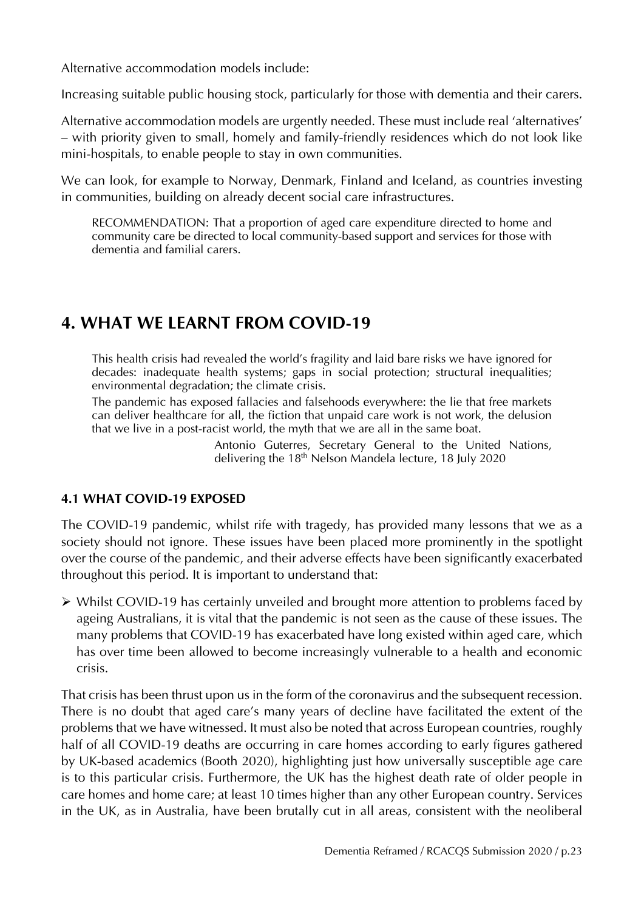Alternative accommodation models include:

Increasing suitable public housing stock, particularly for those with dementia and their carers.

Alternative accommodation models are urgently needed. These must include real 'alternatives' – with priority given to small, homely and family-friendly residences which do not look like mini-hospitals, to enable people to stay in own communities.

We can look, for example to Norway, Denmark, Finland and Iceland, as countries investing in communities, building on already decent social care infrastructures.

> RECOMMENDATION: That a proportion of aged care expenditure directed to home and community care be directed to local community-based support and services for those with dementia and familial carers.

## 4. WHAT WE LEARNT FROM COVID-19

> This health crisis had revealed the world's fragility and laid bare risks we have ignored for decades: inadequate health systems; gaps in social protection; structural inequalities; environmental degradation; the climate crisis.
>
> The pandemic has exposed fallacies and falsehoods everywhere: the lie that free markets can deliver healthcare for all, the fiction that unpaid care work is not work, the delusion that we live in a post-racist world, the myth that we are all in the same boat.
>
> Antonio Guterres, Secretary General to the United Nations, delivering the 18th Nelson Mandela lecture, 18 July 2020

### 4.1 WHAT COVID-19 EXPOSED

The COVID-19 pandemic, whilst rife with tragedy, has provided many lessons that we as a society should not ignore. These issues have been placed more prominently in the spotlight over the course of the pandemic, and their adverse effects have been significantly exacerbated throughout this period. It is important to understand that:

- Whilst COVID-19 has certainly unveiled and brought more attention to problems faced by ageing Australians, it is vital that the pandemic is not seen as the cause of these issues. The many problems that COVID-19 has exacerbated have long existed within aged care, which has over time been allowed to become increasingly vulnerable to a health and economic crisis.

That crisis has been thrust upon us in the form of the coronavirus and the subsequent recession. There is no doubt that aged care's many years of decline have facilitated the extent of the problems that we have witnessed. It must also be noted that across European countries, roughly half of all COVID-19 deaths are occurring in care homes according to early figures gathered by UK-based academics (Booth 2020), highlighting just how universally susceptible age care is to this particular crisis. Furthermore, the UK has the highest death rate of older people in care homes and home care; at least 10 times higher than any other European country. Services in the UK, as in Australia, have been brutally cut in all areas, consistent with the neoliberal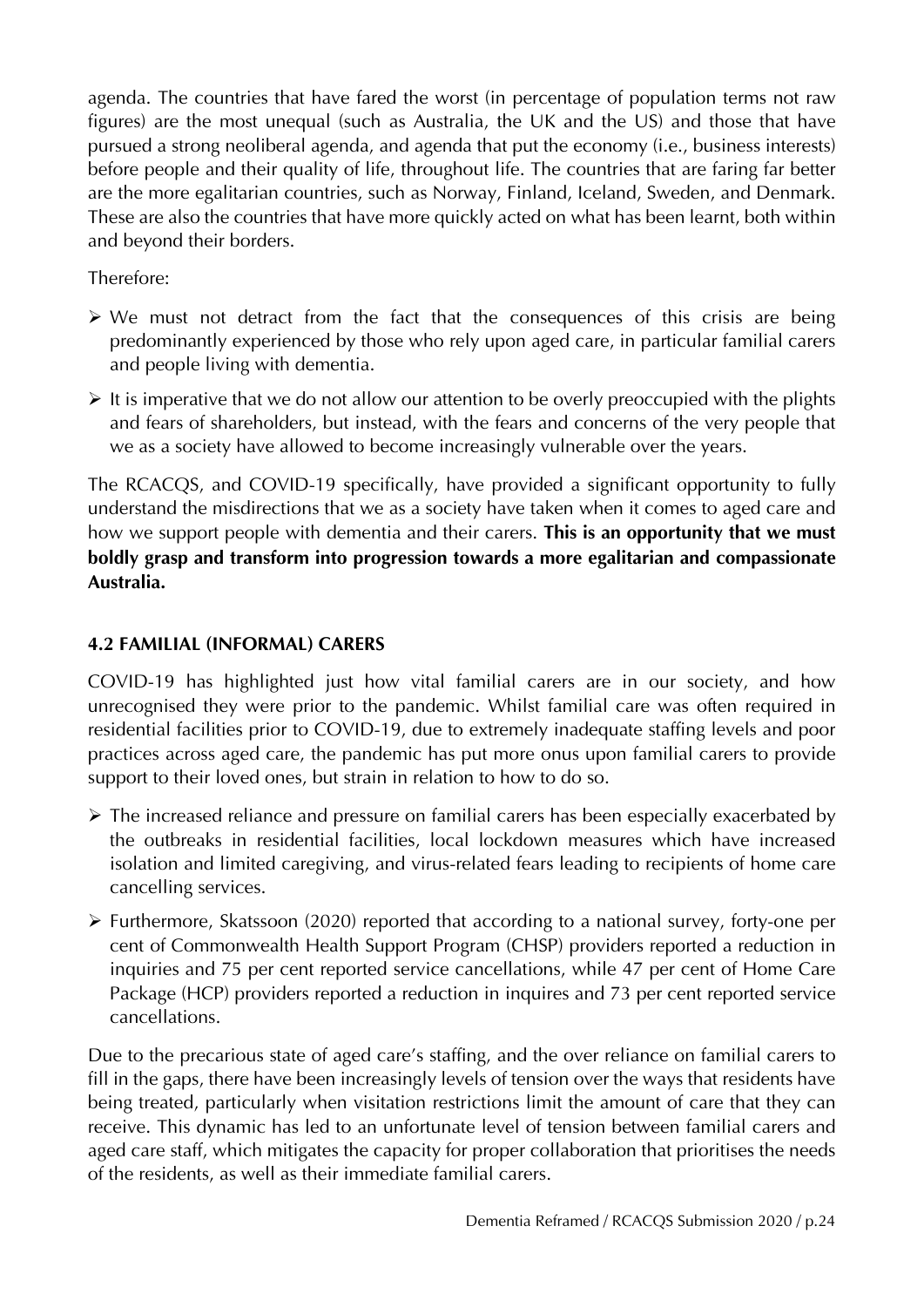agenda. The countries that have fared the worst (in percentage of population terms not raw figures) are the most unequal (such as Australia, the UK and the US) and those that have pursued a strong neoliberal agenda, and agenda that put the economy (i.e., business interests) before people and their quality of life, throughout life. The countries that are faring far better are the more egalitarian countries, such as Norway, Finland, Iceland, Sweden, and Denmark. These are also the countries that have more quickly acted on what has been learnt, both within and beyond their borders.

Therefore:

- We must not detract from the fact that the consequences of this crisis are being predominantly experienced by those who rely upon aged care, in particular familial carers and people living with dementia.
- It is imperative that we do not allow our attention to be overly preoccupied with the plights and fears of shareholders, but instead, with the fears and concerns of the very people that we as a society have allowed to become increasingly vulnerable over the years.

The RCACQS, and COVID-19 specifically, have provided a significant opportunity to fully understand the misdirections that we as a society have taken when it comes to aged care and how we support people with dementia and their carers. **This is an opportunity that we must boldly grasp and transform into progression towards a more egalitarian and compassionate Australia.**

### 4.2 FAMILIAL (INFORMAL) CARERS

COVID-19 has highlighted just how vital familial carers are in our society, and how unrecognised they were prior to the pandemic. Whilst familial care was often required in residential facilities prior to COVID-19, due to extremely inadequate staffing levels and poor practices across aged care, the pandemic has put more onus upon familial carers to provide support to their loved ones, but strain in relation to how to do so.

- The increased reliance and pressure on familial carers has been especially exacerbated by the outbreaks in residential facilities, local lockdown measures which have increased isolation and limited caregiving, and virus-related fears leading to recipients of home care cancelling services.
- Furthermore, Skatssoon (2020) reported that according to a national survey, forty-one per cent of Commonwealth Health Support Program (CHSP) providers reported a reduction in inquiries and 75 per cent reported service cancellations, while 47 per cent of Home Care Package (HCP) providers reported a reduction in inquires and 73 per cent reported service cancellations.

Due to the precarious state of aged care's staffing, and the over reliance on familial carers to fill in the gaps, there have been increasingly levels of tension over the ways that residents have being treated, particularly when visitation restrictions limit the amount of care that they can receive. This dynamic has led to an unfortunate level of tension between familial carers and aged care staff, which mitigates the capacity for proper collaboration that prioritises the needs of the residents, as well as their immediate familial carers.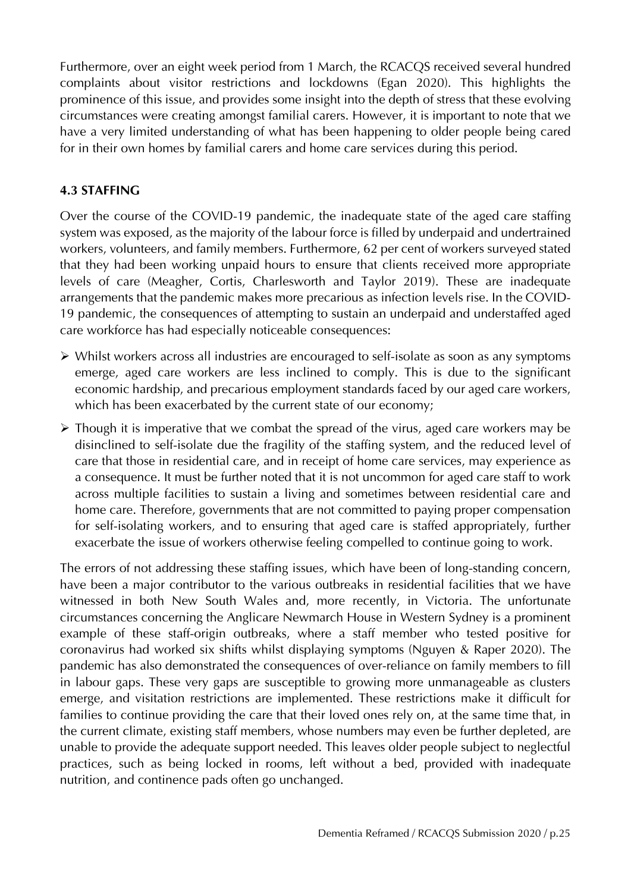Furthermore, over an eight week period from 1 March, the RCACQS received several hundred complaints about visitor restrictions and lockdowns (Egan 2020). This highlights the prominence of this issue, and provides some insight into the depth of stress that these evolving circumstances were creating amongst familial carers. However, it is important to note that we have a very limited understanding of what has been happening to older people being cared for in their own homes by familial carers and home care services during this period.

### 4.3 STAFFING

Over the course of the COVID-19 pandemic, the inadequate state of the aged care staffing system was exposed, as the majority of the labour force is filled by underpaid and undertrained workers, volunteers, and family members. Furthermore, 62 per cent of workers surveyed stated that they had been working unpaid hours to ensure that clients received more appropriate levels of care (Meagher, Cortis, Charlesworth and Taylor 2019). These are inadequate arrangements that the pandemic makes more precarious as infection levels rise. In the COVID-19 pandemic, the consequences of attempting to sustain an underpaid and understaffed aged care workforce has had especially noticeable consequences:

- Whilst workers across all industries are encouraged to self-isolate as soon as any symptoms emerge, aged care workers are less inclined to comply. This is due to the significant economic hardship, and precarious employment standards faced by our aged care workers, which has been exacerbated by the current state of our economy;
- Though it is imperative that we combat the spread of the virus, aged care workers may be disinclined to self-isolate due the fragility of the staffing system, and the reduced level of care that those in residential care, and in receipt of home care services, may experience as a consequence. It must be further noted that it is not uncommon for aged care staff to work across multiple facilities to sustain a living and sometimes between residential care and home care. Therefore, governments that are not committed to paying proper compensation for self-isolating workers, and to ensuring that aged care is staffed appropriately, further exacerbate the issue of workers otherwise feeling compelled to continue going to work.

The errors of not addressing these staffing issues, which have been of long-standing concern, have been a major contributor to the various outbreaks in residential facilities that we have witnessed in both New South Wales and, more recently, in Victoria. The unfortunate circumstances concerning the Anglicare Newmarch House in Western Sydney is a prominent example of these staff-origin outbreaks, where a staff member who tested positive for coronavirus had worked six shifts whilst displaying symptoms (Nguyen & Raper 2020). The pandemic has also demonstrated the consequences of over-reliance on family members to fill in labour gaps. These very gaps are susceptible to growing more unmanageable as clusters emerge, and visitation restrictions are implemented. These restrictions make it difficult for families to continue providing the care that their loved ones rely on, at the same time that, in the current climate, existing staff members, whose numbers may even be further depleted, are unable to provide the adequate support needed. This leaves older people subject to neglectful practices, such as being locked in rooms, left without a bed, provided with inadequate nutrition, and continence pads often go unchanged.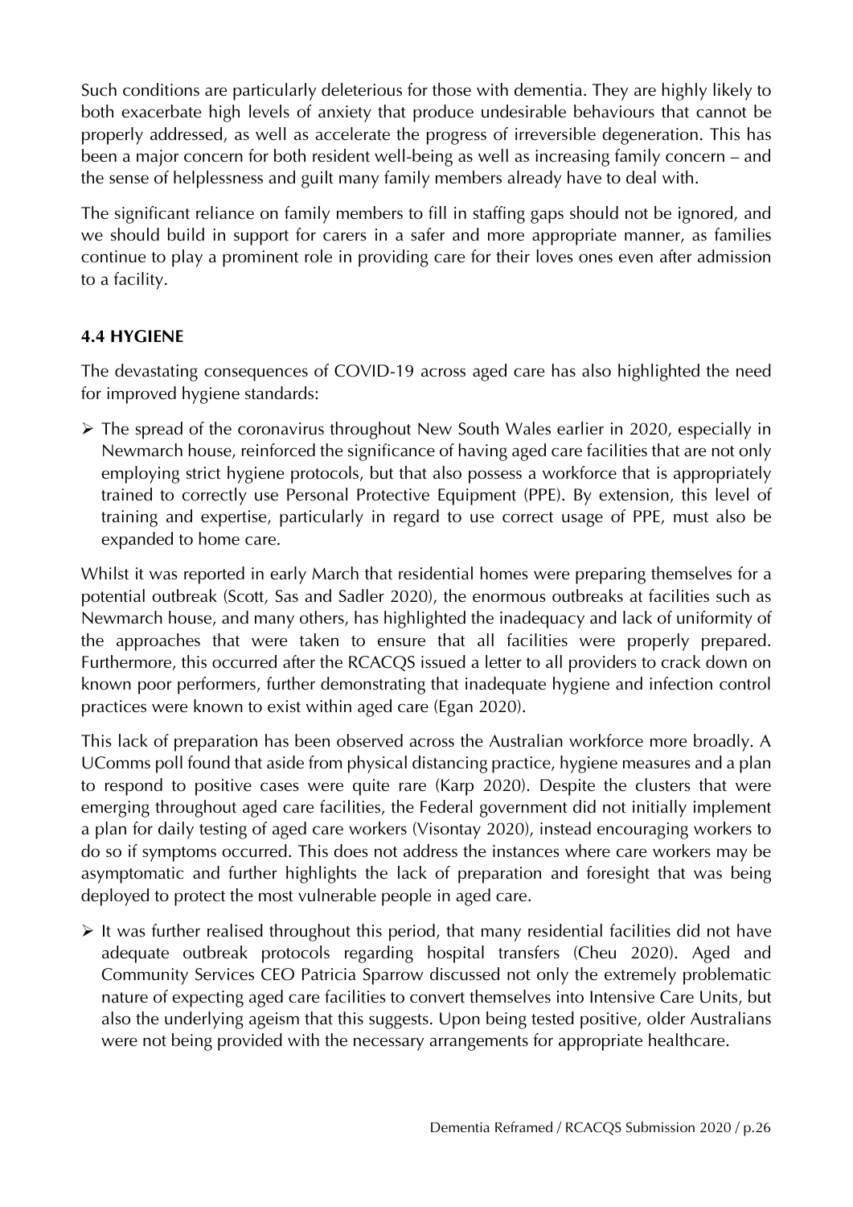Such conditions are particularly deleterious for those with dementia. They are highly likely to both exacerbate high levels of anxiety that produce undesirable behaviours that cannot be properly addressed, as well as accelerate the progress of irreversible degeneration. This has been a major concern for both resident well-being as well as increasing family concern – and the sense of helplessness and guilt many family members already have to deal with.

The significant reliance on family members to fill in staffing gaps should not be ignored, and we should build in support for carers in a safer and more appropriate manner, as families continue to play a prominent role in providing care for their loves ones even after admission to a facility.

### 4.4 HYGIENE

The devastating consequences of COVID-19 across aged care has also highlighted the need for improved hygiene standards:

- The spread of the coronavirus throughout New South Wales earlier in 2020, especially in Newmarch house, reinforced the significance of having aged care facilities that are not only employing strict hygiene protocols, but that also possess a workforce that is appropriately trained to correctly use Personal Protective Equipment (PPE). By extension, this level of training and expertise, particularly in regard to use correct usage of PPE, must also be expanded to home care.

Whilst it was reported in early March that residential homes were preparing themselves for a potential outbreak (Scott, Sas and Sadler 2020), the enormous outbreaks at facilities such as Newmarch house, and many others, has highlighted the inadequacy and lack of uniformity of the approaches that were taken to ensure that all facilities were properly prepared. Furthermore, this occurred after the RCACQS issued a letter to all providers to crack down on known poor performers, further demonstrating that inadequate hygiene and infection control practices were known to exist within aged care (Egan 2020).

This lack of preparation has been observed across the Australian workforce more broadly. A UComms poll found that aside from physical distancing practice, hygiene measures and a plan to respond to positive cases were quite rare (Karp 2020). Despite the clusters that were emerging throughout aged care facilities, the Federal government did not initially implement a plan for daily testing of aged care workers (Visontay 2020), instead encouraging workers to do so if symptoms occurred. This does not address the instances where care workers may be asymptomatic and further highlights the lack of preparation and foresight that was being deployed to protect the most vulnerable people in aged care.

- It was further realised throughout this period, that many residential facilities did not have adequate outbreak protocols regarding hospital transfers (Cheu 2020). Aged and Community Services CEO Patricia Sparrow discussed not only the extremely problematic nature of expecting aged care facilities to convert themselves into Intensive Care Units, but also the underlying ageism that this suggests. Upon being tested positive, older Australians were not being provided with the necessary arrangements for appropriate healthcare.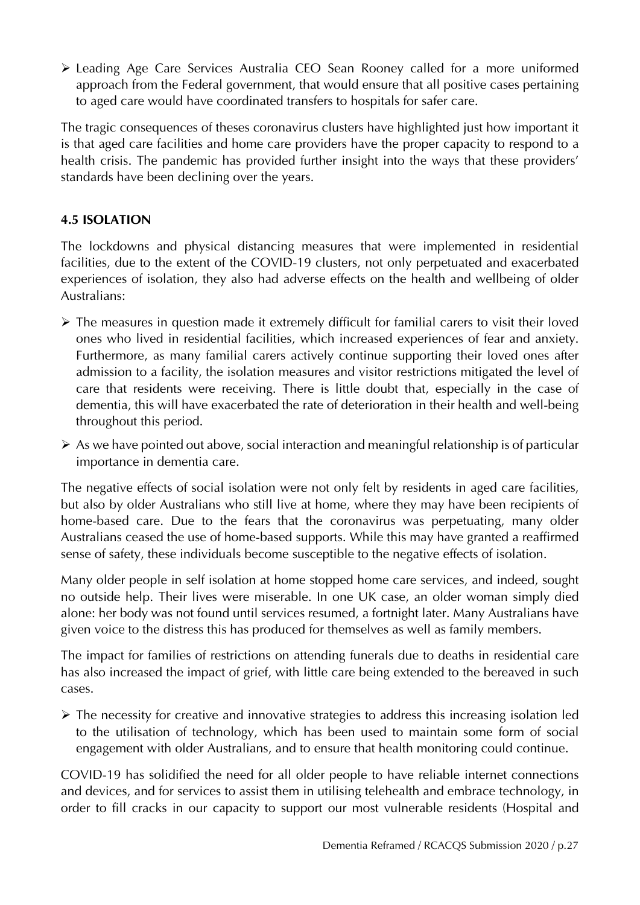- Leading Age Care Services Australia CEO Sean Rooney called for a more uniformed approach from the Federal government, that would ensure that all positive cases pertaining to aged care would have coordinated transfers to hospitals for safer care.

The tragic consequences of theses coronavirus clusters have highlighted just how important it is that aged care facilities and home care providers have the proper capacity to respond to a health crisis. The pandemic has provided further insight into the ways that these providers' standards have been declining over the years.

### 4.5 ISOLATION

The lockdowns and physical distancing measures that were implemented in residential facilities, due to the extent of the COVID-19 clusters, not only perpetuated and exacerbated experiences of isolation, they also had adverse effects on the health and wellbeing of older Australians:

- The measures in question made it extremely difficult for familial carers to visit their loved ones who lived in residential facilities, which increased experiences of fear and anxiety. Furthermore, as many familial carers actively continue supporting their loved ones after admission to a facility, the isolation measures and visitor restrictions mitigated the level of care that residents were receiving. There is little doubt that, especially in the case of dementia, this will have exacerbated the rate of deterioration in their health and well-being throughout this period.
- As we have pointed out above, social interaction and meaningful relationship is of particular importance in dementia care.

The negative effects of social isolation were not only felt by residents in aged care facilities, but also by older Australians who still live at home, where they may have been recipients of home-based care. Due to the fears that the coronavirus was perpetuating, many older Australians ceased the use of home-based supports. While this may have granted a reaffirmed sense of safety, these individuals become susceptible to the negative effects of isolation.

Many older people in self isolation at home stopped home care services, and indeed, sought no outside help. Their lives were miserable. In one UK case, an older woman simply died alone: her body was not found until services resumed, a fortnight later. Many Australians have given voice to the distress this has produced for themselves as well as family members.

The impact for families of restrictions on attending funerals due to deaths in residential care has also increased the impact of grief, with little care being extended to the bereaved in such cases.

- The necessity for creative and innovative strategies to address this increasing isolation led to the utilisation of technology, which has been used to maintain some form of social engagement with older Australians, and to ensure that health monitoring could continue.

COVID-19 has solidified the need for all older people to have reliable internet connections and devices, and for services to assist them in utilising telehealth and embrace technology, in order to fill cracks in our capacity to support our most vulnerable residents (Hospital and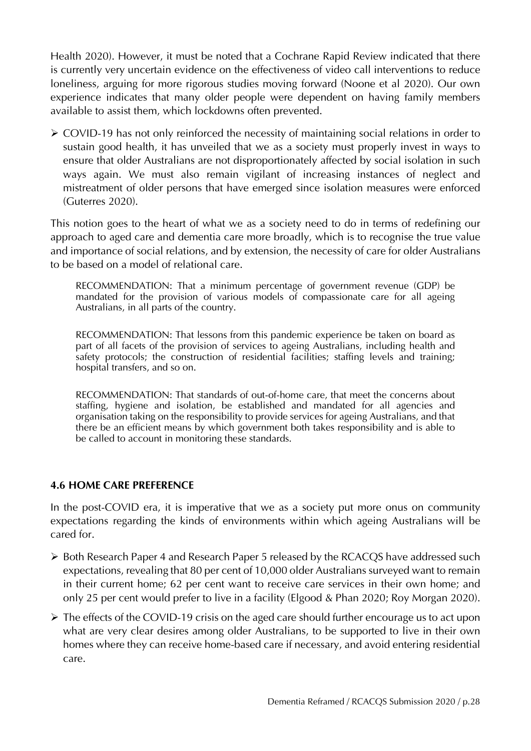Health 2020). However, it must be noted that a Cochrane Rapid Review indicated that there is currently very uncertain evidence on the effectiveness of video call interventions to reduce loneliness, arguing for more rigorous studies moving forward (Noone et al 2020). Our own experience indicates that many older people were dependent on having family members available to assist them, which lockdowns often prevented.

- COVID-19 has not only reinforced the necessity of maintaining social relations in order to sustain good health, it has unveiled that we as a society must properly invest in ways to ensure that older Australians are not disproportionately affected by social isolation in such ways again. We must also remain vigilant of increasing instances of neglect and mistreatment of older persons that have emerged since isolation measures were enforced (Guterres 2020).

This notion goes to the heart of what we as a society need to do in terms of redefining our approach to aged care and dementia care more broadly, which is to recognise the true value and importance of social relations, and by extension, the necessity of care for older Australians to be based on a model of relational care.

> RECOMMENDATION: That a minimum percentage of government revenue (GDP) be mandated for the provision of various models of compassionate care for all ageing Australians, in all parts of the country.
>
> RECOMMENDATION: That lessons from this pandemic experience be taken on board as part of all facets of the provision of services to ageing Australians, including health and safety protocols; the construction of residential facilities; staffing levels and training; hospital transfers, and so on.
>
> RECOMMENDATION: That standards of out-of-home care, that meet the concerns about staffing, hygiene and isolation, be established and mandated for all agencies and organisation taking on the responsibility to provide services for ageing Australians, and that there be an efficient means by which government both takes responsibility and is able to be called to account in monitoring these standards.

### 4.6 HOME CARE PREFERENCE

In the post-COVID era, it is imperative that we as a society put more onus on community expectations regarding the kinds of environments within which ageing Australians will be cared for.

- Both Research Paper 4 and Research Paper 5 released by the RCACQS have addressed such expectations, revealing that 80 per cent of 10,000 older Australians surveyed want to remain in their current home; 62 per cent want to receive care services in their own home; and only 25 per cent would prefer to live in a facility (Elgood & Phan 2020; Roy Morgan 2020).
- The effects of the COVID-19 crisis on the aged care should further encourage us to act upon what are very clear desires among older Australians, to be supported to live in their own homes where they can receive home-based care if necessary, and avoid entering residential care.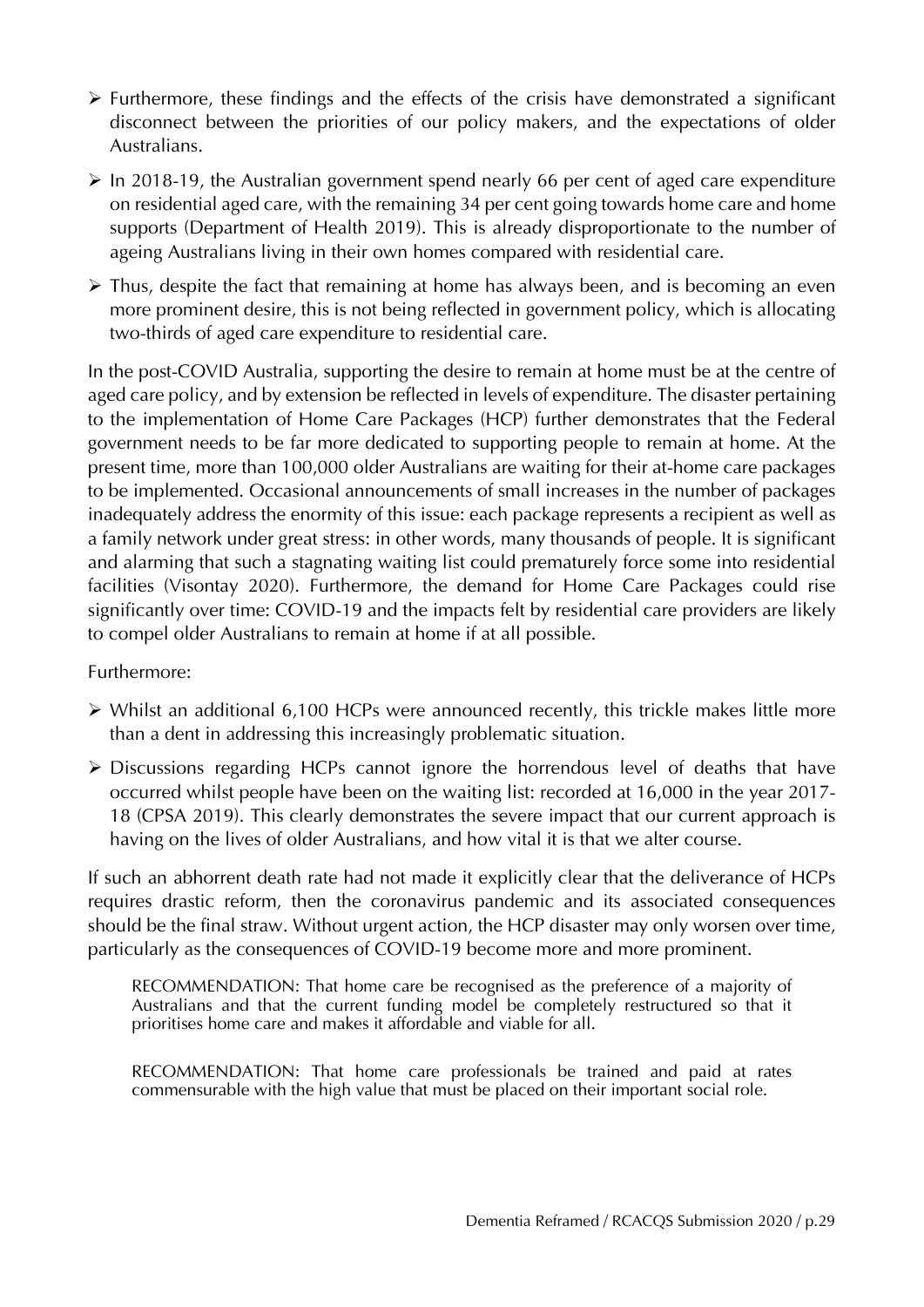- Furthermore, these findings and the effects of the crisis have demonstrated a significant disconnect between the priorities of our policy makers, and the expectations of older Australians.
- In 2018-19, the Australian government spend nearly 66 per cent of aged care expenditure on residential aged care, with the remaining 34 per cent going towards home care and home supports (Department of Health 2019). This is already disproportionate to the number of ageing Australians living in their own homes compared with residential care.
- Thus, despite the fact that remaining at home has always been, and is becoming an even more prominent desire, this is not being reflected in government policy, which is allocating two-thirds of aged care expenditure to residential care.

In the post-COVID Australia, supporting the desire to remain at home must be at the centre of aged care policy, and by extension be reflected in levels of expenditure. The disaster pertaining to the implementation of Home Care Packages (HCP) further demonstrates that the Federal government needs to be far more dedicated to supporting people to remain at home. At the present time, more than 100,000 older Australians are waiting for their at-home care packages to be implemented. Occasional announcements of small increases in the number of packages inadequately address the enormity of this issue: each package represents a recipient as well as a family network under great stress: in other words, many thousands of people. It is significant and alarming that such a stagnating waiting list could prematurely force some into residential facilities (Visontay 2020). Furthermore, the demand for Home Care Packages could rise significantly over time: COVID-19 and the impacts felt by residential care providers are likely to compel older Australians to remain at home if at all possible.

Furthermore:

- Whilst an additional 6,100 HCPs were announced recently, this trickle makes little more than a dent in addressing this increasingly problematic situation.
- Discussions regarding HCPs cannot ignore the horrendous level of deaths that have occurred whilst people have been on the waiting list: recorded at 16,000 in the year 2017-18 (CPSA 2019). This clearly demonstrates the severe impact that our current approach is having on the lives of older Australians, and how vital it is that we alter course.

If such an abhorrent death rate had not made it explicitly clear that the deliverance of HCPs requires drastic reform, then the coronavirus pandemic and its associated consequences should be the final straw. Without urgent action, the HCP disaster may only worsen over time, particularly as the consequences of COVID-19 become more and more prominent.

> RECOMMENDATION: That home care be recognised as the preference of a majority of Australians and that the current funding model be completely restructured so that it prioritises home care and makes it affordable and viable for all.

> RECOMMENDATION: That home care professionals be trained and paid at rates commensurable with the high value that must be placed on their important social role.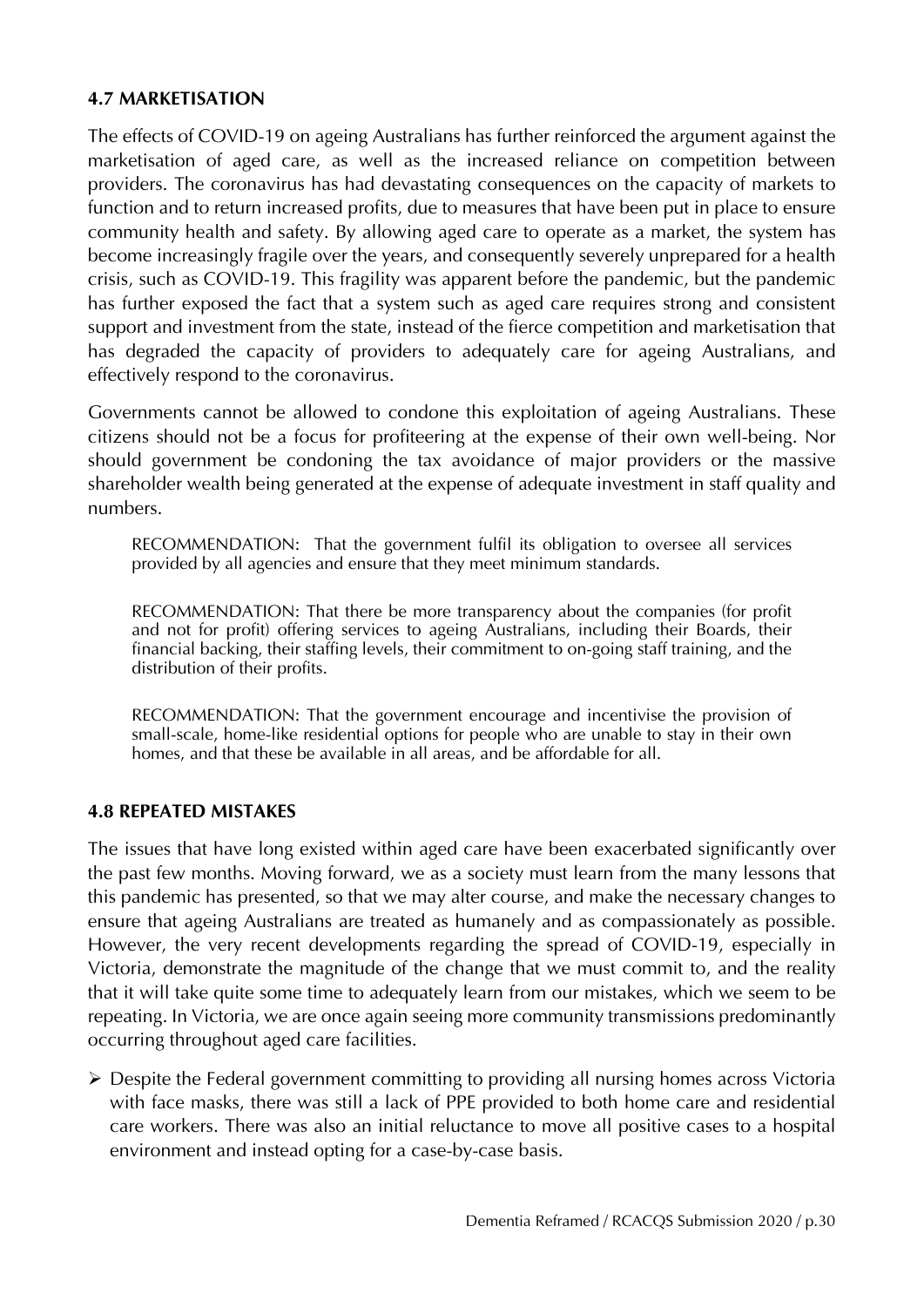### 4.7 MARKETISATION

The effects of COVID-19 on ageing Australians has further reinforced the argument against the marketisation of aged care, as well as the increased reliance on competition between providers. The coronavirus has had devastating consequences on the capacity of markets to function and to return increased profits, due to measures that have been put in place to ensure community health and safety. By allowing aged care to operate as a market, the system has become increasingly fragile over the years, and consequently severely unprepared for a health crisis, such as COVID-19. This fragility was apparent before the pandemic, but the pandemic has further exposed the fact that a system such as aged care requires strong and consistent support and investment from the state, instead of the fierce competition and marketisation that has degraded the capacity of providers to adequately care for ageing Australians, and effectively respond to the coronavirus.

Governments cannot be allowed to condone this exploitation of ageing Australians. These citizens should not be a focus for profiteering at the expense of their own well-being. Nor should government be condoning the tax avoidance of major providers or the massive shareholder wealth being generated at the expense of adequate investment in staff quality and numbers.

> RECOMMENDATION: That the government fulfil its obligation to oversee all services provided by all agencies and ensure that they meet minimum standards.

> RECOMMENDATION: That there be more transparency about the companies (for profit and not for profit) offering services to ageing Australians, including their Boards, their financial backing, their staffing levels, their commitment to on-going staff training, and the distribution of their profits.

> RECOMMENDATION: That the government encourage and incentivise the provision of small-scale, home-like residential options for people who are unable to stay in their own homes, and that these be available in all areas, and be affordable for all.

### 4.8 REPEATED MISTAKES

The issues that have long existed within aged care have been exacerbated significantly over the past few months. Moving forward, we as a society must learn from the many lessons that this pandemic has presented, so that we may alter course, and make the necessary changes to ensure that ageing Australians are treated as humanely and as compassionately as possible. However, the very recent developments regarding the spread of COVID-19, especially in Victoria, demonstrate the magnitude of the change that we must commit to, and the reality that it will take quite some time to adequately learn from our mistakes, which we seem to be repeating. In Victoria, we are once again seeing more community transmissions predominantly occurring throughout aged care facilities.

- Despite the Federal government committing to providing all nursing homes across Victoria with face masks, there was still a lack of PPE provided to both home care and residential care workers. There was also an initial reluctance to move all positive cases to a hospital environment and instead opting for a case-by-case basis.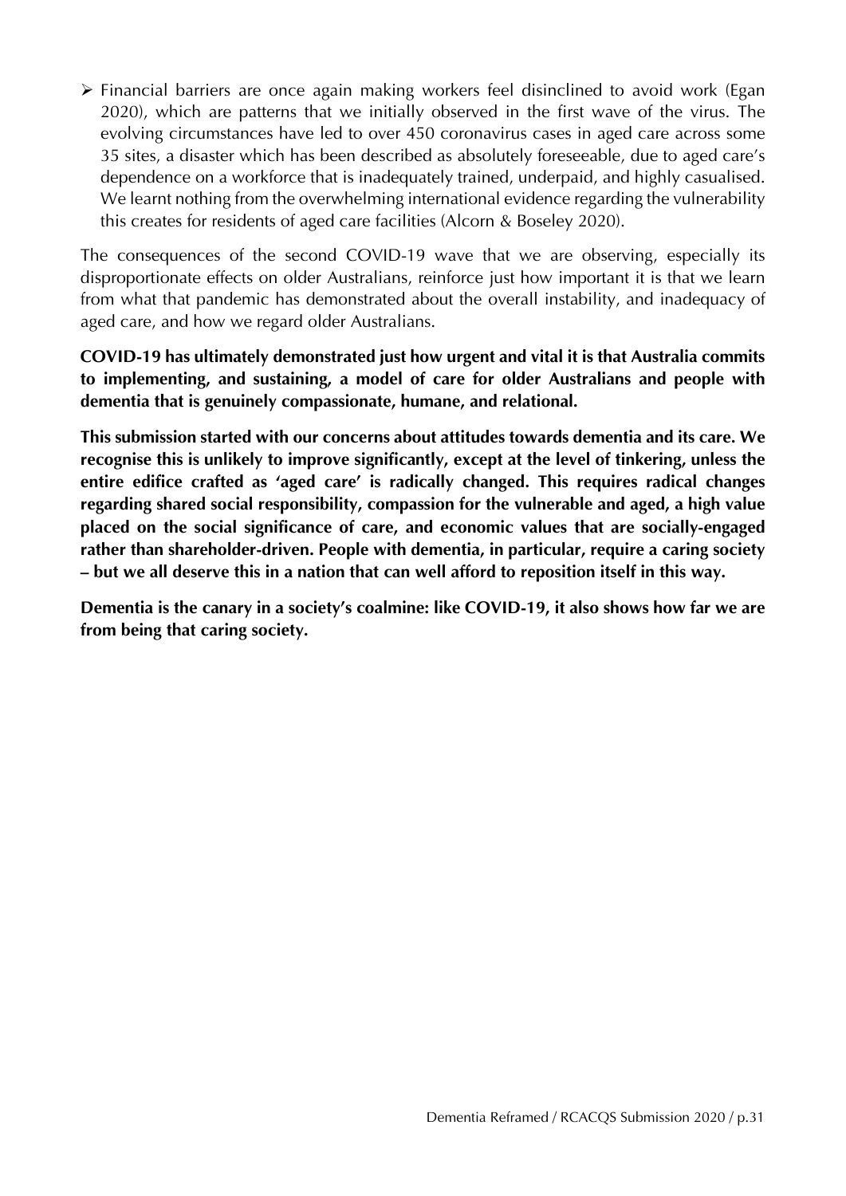- Financial barriers are once again making workers feel disinclined to avoid work (Egan 2020), which are patterns that we initially observed in the first wave of the virus. The evolving circumstances have led to over 450 coronavirus cases in aged care across some 35 sites, a disaster which has been described as absolutely foreseeable, due to aged care's dependence on a workforce that is inadequately trained, underpaid, and highly casualised. We learnt nothing from the overwhelming international evidence regarding the vulnerability this creates for residents of aged care facilities (Alcorn & Boseley 2020).

The consequences of the second COVID-19 wave that we are observing, especially its disproportionate effects on older Australians, reinforce just how important it is that we learn from what that pandemic has demonstrated about the overall instability, and inadequacy of aged care, and how we regard older Australians.

**COVID-19 has ultimately demonstrated just how urgent and vital it is that Australia commits to implementing, and sustaining, a model of care for older Australians and people with dementia that is genuinely compassionate, humane, and relational.**

**This submission started with our concerns about attitudes towards dementia and its care. We recognise this is unlikely to improve significantly, except at the level of tinkering, unless the entire edifice crafted as 'aged care' is radically changed. This requires radical changes regarding shared social responsibility, compassion for the vulnerable and aged, a high value placed on the social significance of care, and economic values that are socially-engaged rather than shareholder-driven. People with dementia, in particular, require a caring society – but we all deserve this in a nation that can well afford to reposition itself in this way.**

**Dementia is the canary in a society's coalmine: like COVID-19, it also shows how far we are from being that caring society.**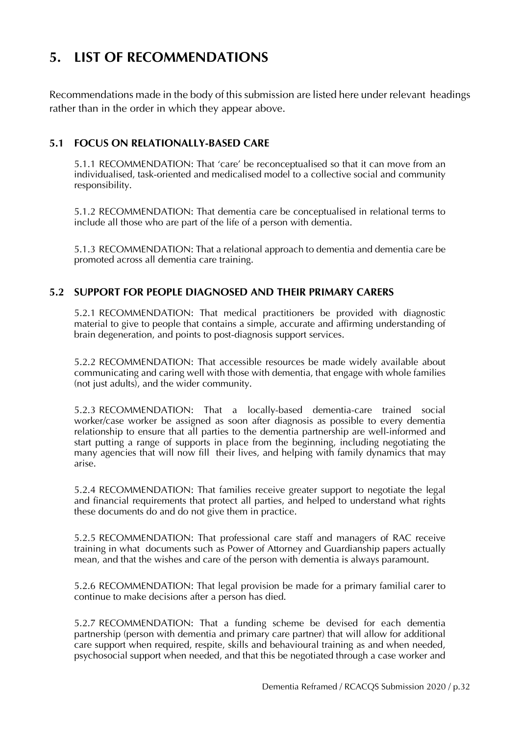# 5. LIST OF RECOMMENDATIONS

Recommendations made in the body of this submission are listed here under relevant headings rather than in the order in which they appear above.

## 5.1 FOCUS ON RELATIONALLY-BASED CARE

5.1.1 RECOMMENDATION: That 'care' be reconceptualised so that it can move from an individualised, task-oriented and medicalised model to a collective social and community responsibility.

5.1.2 RECOMMENDATION: That dementia care be conceptualised in relational terms to include all those who are part of the life of a person with dementia.

5.1.3 RECOMMENDATION: That a relational approach to dementia and dementia care be promoted across all dementia care training.

## 5.2 SUPPORT FOR PEOPLE DIAGNOSED AND THEIR PRIMARY CARERS

5.2.1 RECOMMENDATION: That medical practitioners be provided with diagnostic material to give to people that contains a simple, accurate and affirming understanding of brain degeneration, and points to post-diagnosis support services.

5.2.2 RECOMMENDATION: That accessible resources be made widely available about communicating and caring well with those with dementia, that engage with whole families (not just adults), and the wider community.

5.2.3 RECOMMENDATION: That a locally-based dementia-care trained social worker/case worker be assigned as soon after diagnosis as possible to every dementia relationship to ensure that all parties to the dementia partnership are well-informed and start putting a range of supports in place from the beginning, including negotiating the many agencies that will now fill their lives, and helping with family dynamics that may arise.

5.2.4 RECOMMENDATION: That families receive greater support to negotiate the legal and financial requirements that protect all parties, and helped to understand what rights these documents do and do not give them in practice.

5.2.5 RECOMMENDATION: That professional care staff and managers of RAC receive training in what documents such as Power of Attorney and Guardianship papers actually mean, and that the wishes and care of the person with dementia is always paramount.

5.2.6 RECOMMENDATION: That legal provision be made for a primary familial carer to continue to make decisions after a person has died.

5.2.7 RECOMMENDATION: That a funding scheme be devised for each dementia partnership (person with dementia and primary care partner) that will allow for additional care support when required, respite, skills and behavioural training as and when needed, psychosocial support when needed, and that this be negotiated through a case worker and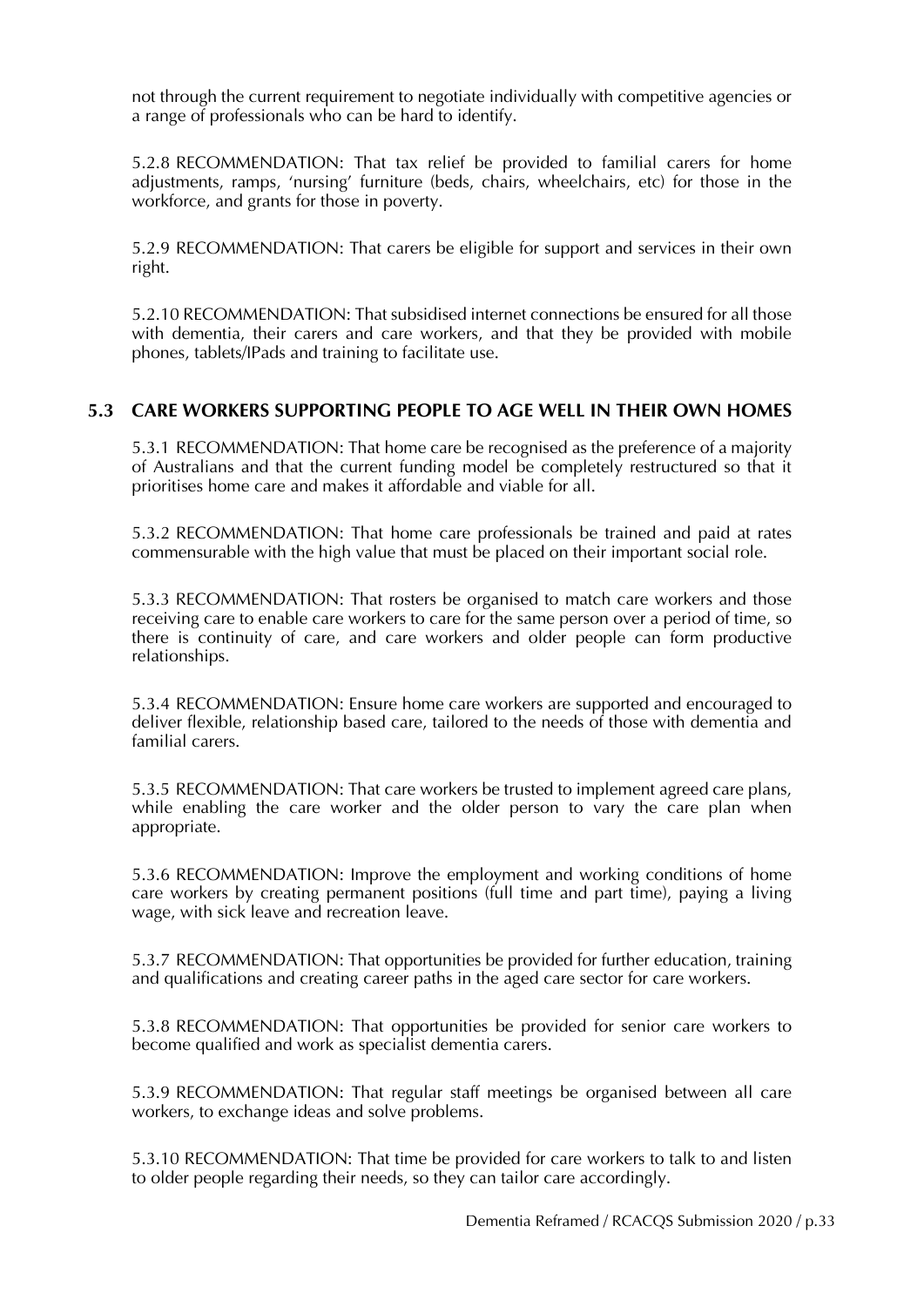not through the current requirement to negotiate individually with competitive agencies or a range of professionals who can be hard to identify.

5.2.8 RECOMMENDATION: That tax relief be provided to familial carers for home adjustments, ramps, 'nursing' furniture (beds, chairs, wheelchairs, etc) for those in the workforce, and grants for those in poverty.

5.2.9 RECOMMENDATION: That carers be eligible for support and services in their own right.

5.2.10 RECOMMENDATION: That subsidised internet connections be ensured for all those with dementia, their carers and care workers, and that they be provided with mobile phones, tablets/IPads and training to facilitate use.

## 5.3 CARE WORKERS SUPPORTING PEOPLE TO AGE WELL IN THEIR OWN HOMES

5.3.1 RECOMMENDATION: That home care be recognised as the preference of a majority of Australians and that the current funding model be completely restructured so that it prioritises home care and makes it affordable and viable for all.

5.3.2 RECOMMENDATION: That home care professionals be trained and paid at rates commensurable with the high value that must be placed on their important social role.

5.3.3 RECOMMENDATION: That rosters be organised to match care workers and those receiving care to enable care workers to care for the same person over a period of time, so there is continuity of care, and care workers and older people can form productive relationships.

5.3.4 RECOMMENDATION: Ensure home care workers are supported and encouraged to deliver flexible, relationship based care, tailored to the needs of those with dementia and familial carers.

5.3.5 RECOMMENDATION: That care workers be trusted to implement agreed care plans, while enabling the care worker and the older person to vary the care plan when appropriate.

5.3.6 RECOMMENDATION: Improve the employment and working conditions of home care workers by creating permanent positions (full time and part time), paying a living wage, with sick leave and recreation leave.

5.3.7 RECOMMENDATION: That opportunities be provided for further education, training and qualifications and creating career paths in the aged care sector for care workers.

5.3.8 RECOMMENDATION: That opportunities be provided for senior care workers to become qualified and work as specialist dementia carers.

5.3.9 RECOMMENDATION: That regular staff meetings be organised between all care workers, to exchange ideas and solve problems.

5.3.10 RECOMMENDATION: That time be provided for care workers to talk to and listen to older people regarding their needs, so they can tailor care accordingly.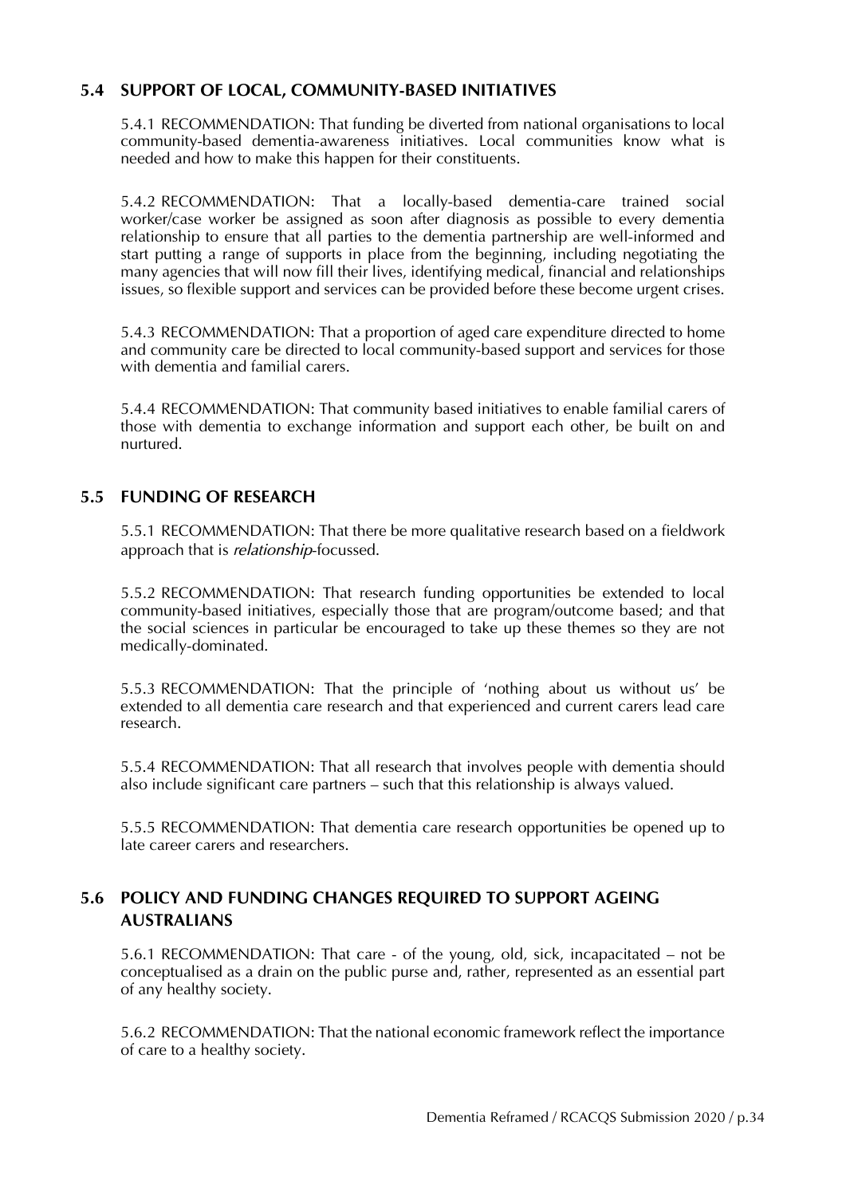## 5.4 SUPPORT OF LOCAL, COMMUNITY-BASED INITIATIVES

5.4.1 RECOMMENDATION: That funding be diverted from national organisations to local community-based dementia-awareness initiatives. Local communities know what is needed and how to make this happen for their constituents.

5.4.2 RECOMMENDATION: That a locally-based dementia-care trained social worker/case worker be assigned as soon after diagnosis as possible to every dementia relationship to ensure that all parties to the dementia partnership are well-informed and start putting a range of supports in place from the beginning, including negotiating the many agencies that will now fill their lives, identifying medical, financial and relationships issues, so flexible support and services can be provided before these become urgent crises.

5.4.3 RECOMMENDATION: That a proportion of aged care expenditure directed to home and community care be directed to local community-based support and services for those with dementia and familial carers.

5.4.4 RECOMMENDATION: That community based initiatives to enable familial carers of those with dementia to exchange information and support each other, be built on and nurtured.

## 5.5 FUNDING OF RESEARCH

5.5.1 RECOMMENDATION: That there be more qualitative research based on a fieldwork approach that is *relationship*-focussed.

5.5.2 RECOMMENDATION: That research funding opportunities be extended to local community-based initiatives, especially those that are program/outcome based; and that the social sciences in particular be encouraged to take up these themes so they are not medically-dominated.

5.5.3 RECOMMENDATION: That the principle of 'nothing about us without us' be extended to all dementia care research and that experienced and current carers lead care research.

5.5.4 RECOMMENDATION: That all research that involves people with dementia should also include significant care partners – such that this relationship is always valued.

5.5.5 RECOMMENDATION: That dementia care research opportunities be opened up to late career carers and researchers.

## 5.6 POLICY AND FUNDING CHANGES REQUIRED TO SUPPORT AGEING AUSTRALIANS

5.6.1 RECOMMENDATION: That care - of the young, old, sick, incapacitated – not be conceptualised as a drain on the public purse and, rather, represented as an essential part of any healthy society.

5.6.2 RECOMMENDATION: That the national economic framework reflect the importance of care to a healthy society.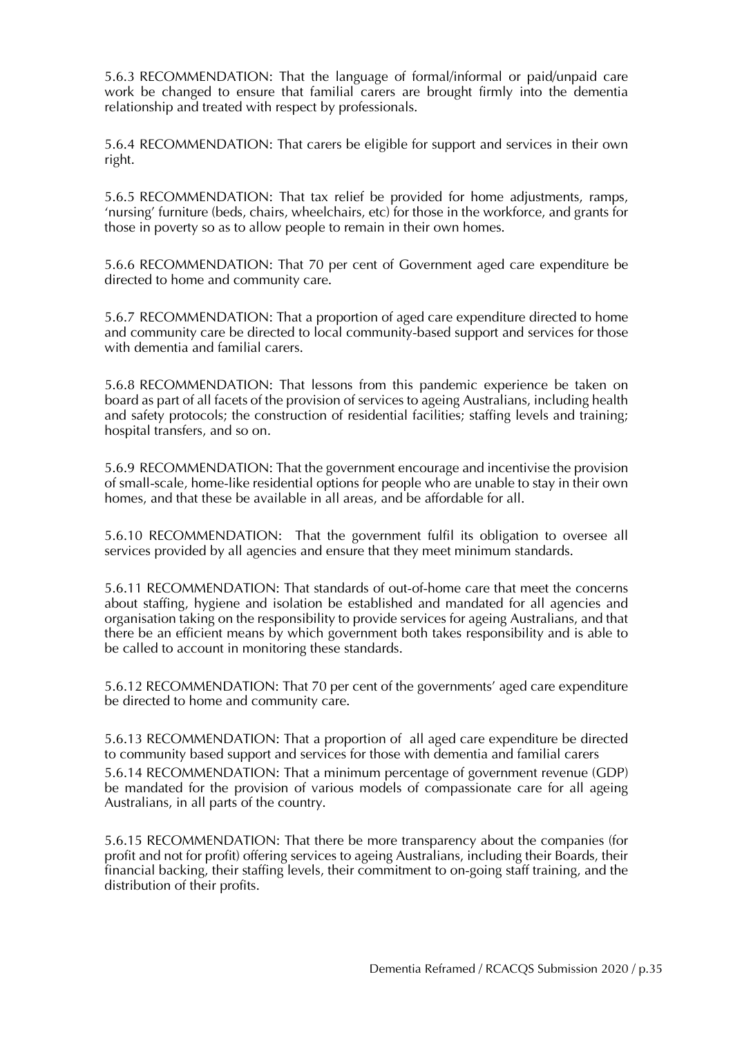5.6.3 RECOMMENDATION: That the language of formal/informal or paid/unpaid care work be changed to ensure that familial carers are brought firmly into the dementia relationship and treated with respect by professionals.

5.6.4 RECOMMENDATION: That carers be eligible for support and services in their own right.

5.6.5 RECOMMENDATION: That tax relief be provided for home adjustments, ramps, 'nursing' furniture (beds, chairs, wheelchairs, etc) for those in the workforce, and grants for those in poverty so as to allow people to remain in their own homes.

5.6.6 RECOMMENDATION: That 70 per cent of Government aged care expenditure be directed to home and community care.

5.6.7 RECOMMENDATION: That a proportion of aged care expenditure directed to home and community care be directed to local community-based support and services for those with dementia and familial carers.

5.6.8 RECOMMENDATION: That lessons from this pandemic experience be taken on board as part of all facets of the provision of services to ageing Australians, including health and safety protocols; the construction of residential facilities; staffing levels and training; hospital transfers, and so on.

5.6.9 RECOMMENDATION: That the government encourage and incentivise the provision of small-scale, home-like residential options for people who are unable to stay in their own homes, and that these be available in all areas, and be affordable for all.

5.6.10 RECOMMENDATION: That the government fulfil its obligation to oversee all services provided by all agencies and ensure that they meet minimum standards.

5.6.11 RECOMMENDATION: That standards of out-of-home care that meet the concerns about staffing, hygiene and isolation be established and mandated for all agencies and organisation taking on the responsibility to provide services for ageing Australians, and that there be an efficient means by which government both takes responsibility and is able to be called to account in monitoring these standards.

5.6.12 RECOMMENDATION: That 70 per cent of the governments' aged care expenditure be directed to home and community care.

5.6.13 RECOMMENDATION: That a proportion of all aged care expenditure be directed to community based support and services for those with dementia and familial carers

5.6.14 RECOMMENDATION: That a minimum percentage of government revenue (GDP) be mandated for the provision of various models of compassionate care for all ageing Australians, in all parts of the country.

5.6.15 RECOMMENDATION: That there be more transparency about the companies (for profit and not for profit) offering services to ageing Australians, including their Boards, their financial backing, their staffing levels, their commitment to on-going staff training, and the distribution of their profits.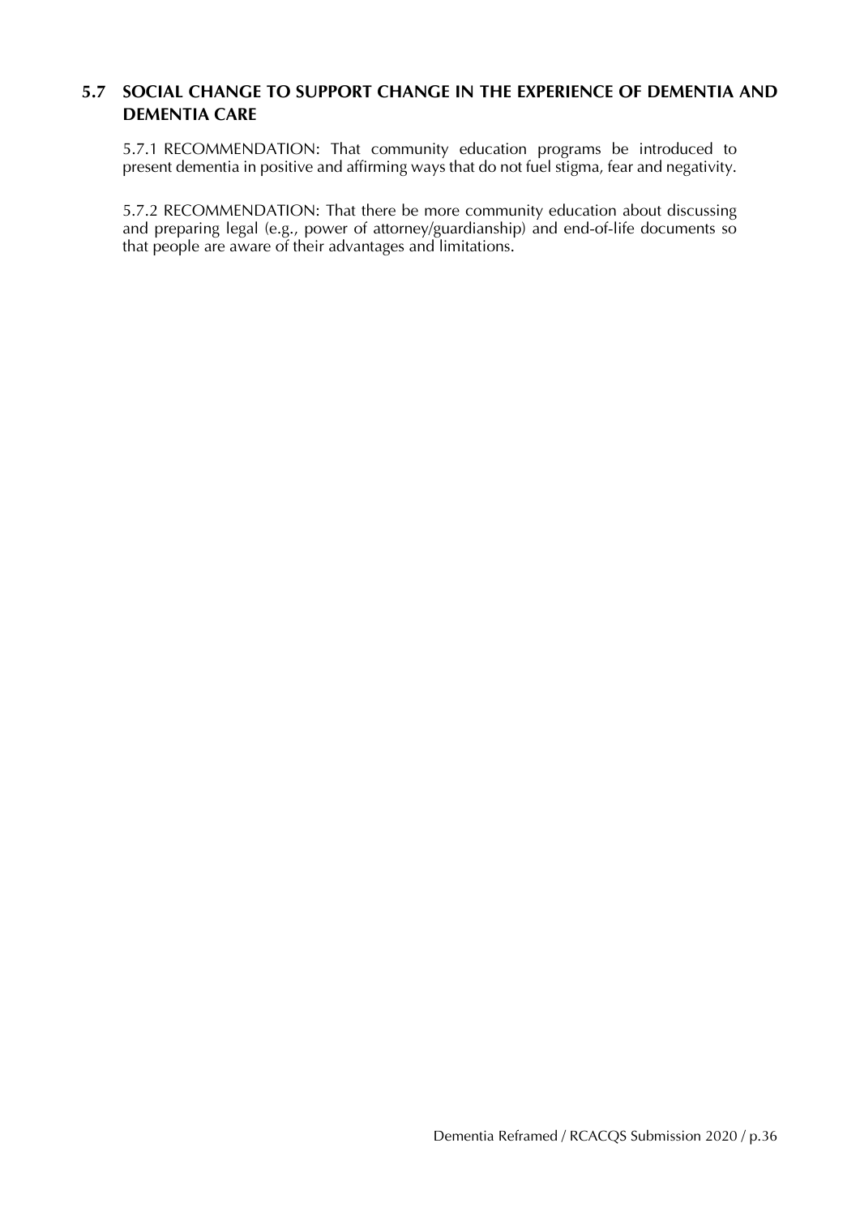## 5.7 SOCIAL CHANGE TO SUPPORT CHANGE IN THE EXPERIENCE OF DEMENTIA AND DEMENTIA CARE

5.7.1 RECOMMENDATION: That community education programs be introduced to present dementia in positive and affirming ways that do not fuel stigma, fear and negativity.

5.7.2 RECOMMENDATION: That there be more community education about discussing and preparing legal (e.g., power of attorney/guardianship) and end-of-life documents so that people are aware of their advantages and limitations.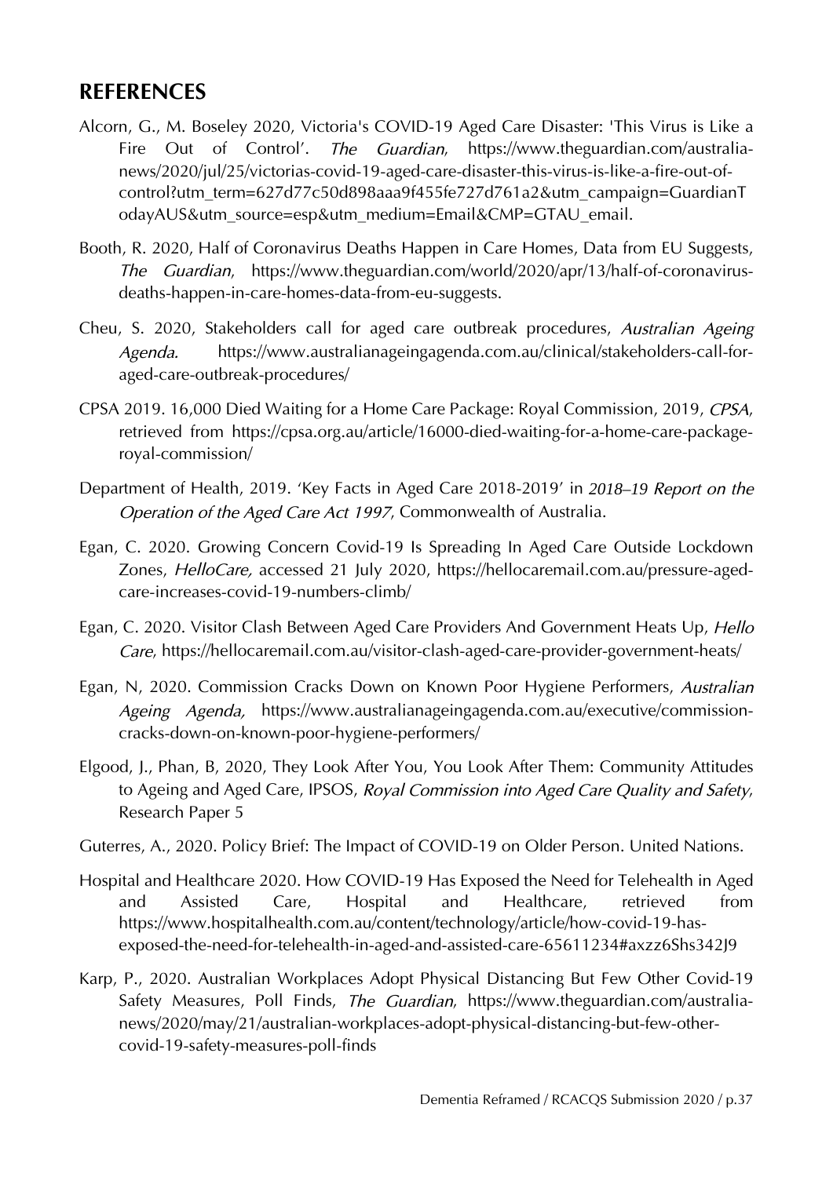## REFERENCES

Alcorn, G., M. Boseley 2020, Victoria's COVID-19 Aged Care Disaster: 'This Virus is Like a Fire Out of Control'. *The Guardian*, https://www.theguardian.com/australia-news/2020/jul/25/victorias-covid-19-aged-care-disaster-this-virus-is-like-a-fire-out-of-control?utm_term=627d77c50d898aaa9f455fe727d761a2&utm_campaign=GuardianTodayAUS&utm_source=esp&utm_medium=Email&CMP=GTAU_email.

Booth, R. 2020, Half of Coronavirus Deaths Happen in Care Homes, Data from EU Suggests, *The Guardian*, https://www.theguardian.com/world/2020/apr/13/half-of-coronavirus-deaths-happen-in-care-homes-data-from-eu-suggests.

Cheu, S. 2020, Stakeholders call for aged care outbreak procedures, *Australian Ageing Agenda.* https://www.australianageingagenda.com.au/clinical/stakeholders-call-for-aged-care-outbreak-procedures/

CPSA 2019. 16,000 Died Waiting for a Home Care Package: Royal Commission, 2019, *CPSA*, retrieved from https://cpsa.org.au/article/16000-died-waiting-for-a-home-care-package-royal-commission/

Department of Health, 2019. 'Key Facts in Aged Care 2018-2019' in *2018–19 Report on the Operation of the Aged Care Act 1997*, Commonwealth of Australia.

Egan, C. 2020. Growing Concern Covid-19 Is Spreading In Aged Care Outside Lockdown Zones, *HelloCare,* accessed 21 July 2020, https://hellocaremail.com.au/pressure-aged-care-increases-covid-19-numbers-climb/

Egan, C. 2020. Visitor Clash Between Aged Care Providers And Government Heats Up, *Hello Care*, https://hellocaremail.com.au/visitor-clash-aged-care-provider-government-heats/

Egan, N, 2020. Commission Cracks Down on Known Poor Hygiene Performers, *Australian Ageing Agenda,* https://www.australianageingagenda.com.au/executive/commission-cracks-down-on-known-poor-hygiene-performers/

Elgood, J., Phan, B, 2020, They Look After You, You Look After Them: Community Attitudes to Ageing and Aged Care, IPSOS, *Royal Commission into Aged Care Quality and Safety*, Research Paper 5

Guterres, A., 2020. Policy Brief: The Impact of COVID-19 on Older Person. United Nations.

Hospital and Healthcare 2020. How COVID-19 Has Exposed the Need for Telehealth in Aged and Assisted Care, Hospital and Healthcare, retrieved from https://www.hospitalhealth.com.au/content/technology/article/how-covid-19-has-exposed-the-need-for-telehealth-in-aged-and-assisted-care-65611234#axzz6Shs342J9

Karp, P., 2020. Australian Workplaces Adopt Physical Distancing But Few Other Covid-19 Safety Measures, Poll Finds, *The Guardian*, https://www.theguardian.com/australia-news/2020/may/21/australian-workplaces-adopt-physical-distancing-but-few-other-covid-19-safety-measures-poll-finds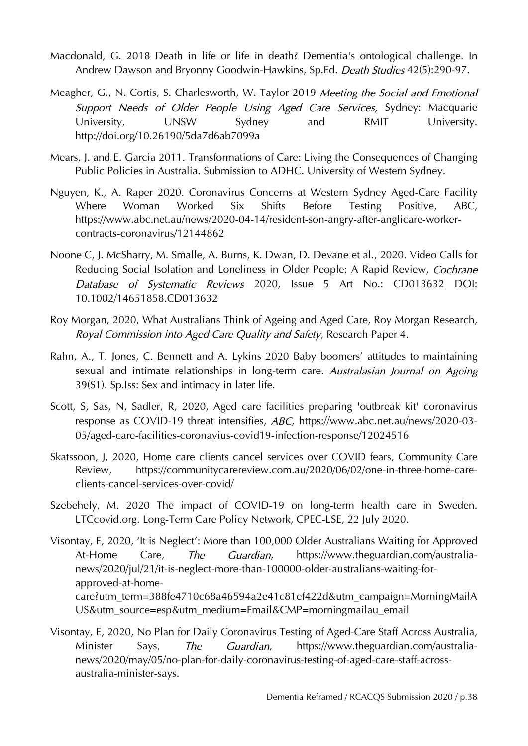Macdonald, G. 2018 Death in life or life in death? Dementia's ontological challenge. In Andrew Dawson and Bryonny Goodwin-Hawkins, Sp.Ed. *Death Studies* 42(5):290-97.

Meagher, G., N. Cortis, S. Charlesworth, W. Taylor 2019 *Meeting the Social and Emotional Support Needs of Older People Using Aged Care Services,* Sydney: Macquarie University, UNSW Sydney and RMIT University. http://doi.org/10.26190/5da7d6ab7099a

Mears, J. and E. Garcia 2011. Transformations of Care: Living the Consequences of Changing Public Policies in Australia. Submission to ADHC. University of Western Sydney.

Nguyen, K., A. Raper 2020. Coronavirus Concerns at Western Sydney Aged-Care Facility Where Woman Worked Six Shifts Before Testing Positive, ABC, https://www.abc.net.au/news/2020-04-14/resident-son-angry-after-anglicare-worker-contracts-coronavirus/12144862

Noone C, J. McSharry, M. Smalle, A. Burns, K. Dwan, D. Devane et al., 2020. Video Calls for Reducing Social Isolation and Loneliness in Older People: A Rapid Review, *Cochrane Database of Systematic Reviews* 2020, Issue 5 Art No.: CD013632 DOI: 10.1002/14651858.CD013632

Roy Morgan, 2020, What Australians Think of Ageing and Aged Care, Roy Morgan Research, *Royal Commission into Aged Care Quality and Safety*, Research Paper 4.

Rahn, A., T. Jones, C. Bennett and A. Lykins 2020 Baby boomers' attitudes to maintaining sexual and intimate relationships in long-term care. *Australasian Journal on Ageing* 39(S1). Sp.Iss: Sex and intimacy in later life.

Scott, S, Sas, N, Sadler, R, 2020, Aged care facilities preparing 'outbreak kit' coronavirus response as COVID-19 threat intensifies, *ABC*, https://www.abc.net.au/news/2020-03-05/aged-care-facilities-coronavius-covid19-infection-response/12024516

Skatssoon, J, 2020, Home care clients cancel services over COVID fears, Community Care Review, https://communitycarereview.com.au/2020/06/02/one-in-three-home-care-clients-cancel-services-over-covid/

Szebehely, M. 2020 The impact of COVID-19 on long-term health care in Sweden. LTCcovid.org. Long-Term Care Policy Network, CPEC-LSE, 22 July 2020.

Visontay, E, 2020, 'It is Neglect': More than 100,000 Older Australians Waiting for Approved At-Home Care, *The Guardian*, https://www.theguardian.com/australia-news/2020/jul/21/it-is-neglect-more-than-100000-older-australians-waiting-for-approved-at-home-care?utm_term=388fe4710c68a46594a2e41c81ef422d&utm_campaign=MorningMailAUS&utm_source=esp&utm_medium=Email&CMP=morningmailau_email

Visontay, E, 2020, No Plan for Daily Coronavirus Testing of Aged-Care Staff Across Australia, Minister Says, *The Guardian*, https://www.theguardian.com/australia-news/2020/may/05/no-plan-for-daily-coronavirus-testing-of-aged-care-staff-across-australia-minister-says.